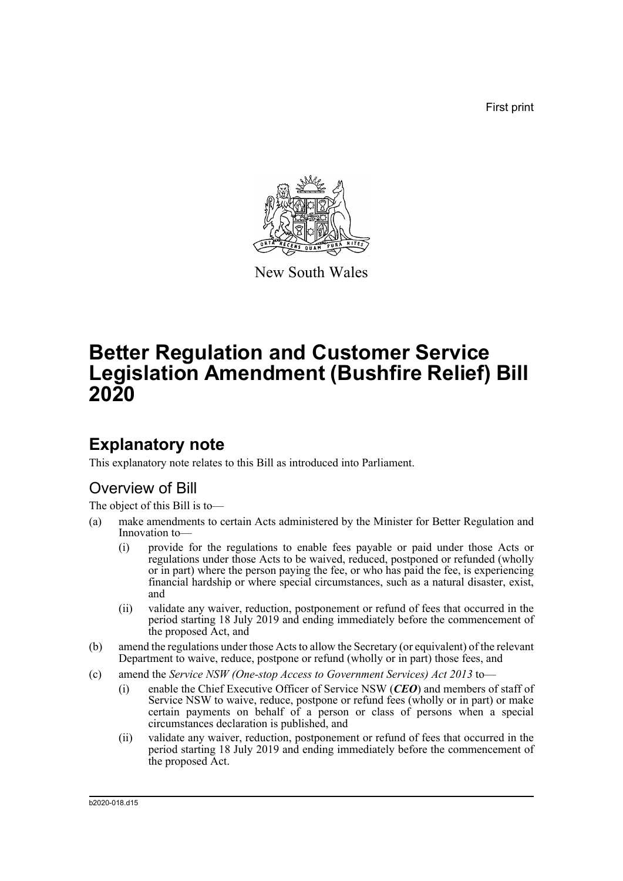First print

New South Wales

# Better Regulation and Customer Service Legislation Amendment (Bushfire Relief) Bill 2020

## Explanatory note

This explanatory note relates to this Bill as introduced into Parliament.

### Overview of Bill

The object of this Bill is to—

(a) make amendments to certain Acts administered by the Minister for Better Regulation and Innovation to—

(i) provide for the regulations to enable fees payable or paid under those Acts or regulations under those Acts to be waived, reduced, postponed or refunded (wholly or in part) where the person paying the fee, or who has paid the fee, is experiencing financial hardship or where special circumstances, such as a natural disaster, exist, and

(ii) validate any waiver, reduction, postponement or refund of fees that occurred in the period starting 18 July 2019 and ending immediately before the commencement of the proposed Act, and

(b) amend the regulations under those Acts to allow the Secretary (or equivalent) of the relevant Department to waive, reduce, postpone or refund (wholly or in part) those fees, and

(c) amend the *Service NSW (One-stop Access to Government Services) Act 2013* to—

(i) enable the Chief Executive Officer of Service NSW (***CEO***) and members of staff of Service NSW to waive, reduce, postpone or refund fees (wholly or in part) or make certain payments on behalf of a person or class of persons when a special circumstances declaration is published, and

(ii) validate any waiver, reduction, postponement or refund of fees that occurred in the period starting 18 July 2019 and ending immediately before the commencement of the proposed Act.

b2020-018.d15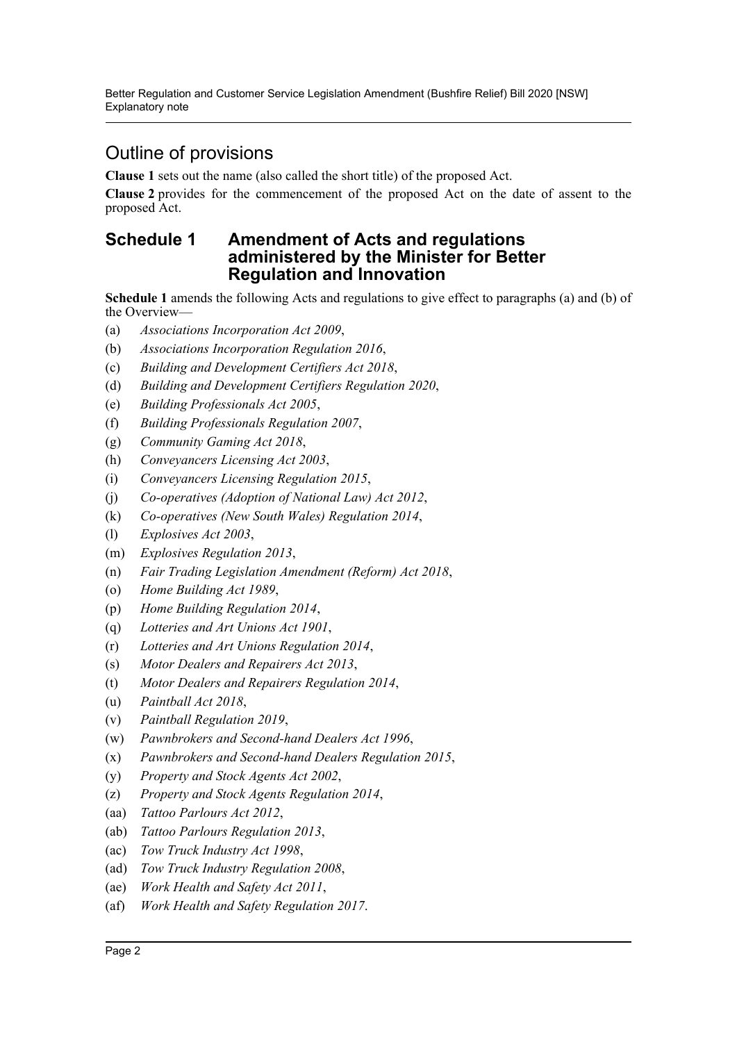## Outline of provisions

**Clause 1** sets out the name (also called the short title) of the proposed Act.

**Clause 2** provides for the commencement of the proposed Act on the date of assent to the proposed Act.

## Schedule 1 Amendment of Acts and regulations administered by the Minister for Better Regulation and Innovation

**Schedule 1** amends the following Acts and regulations to give effect to paragraphs (a) and (b) of the Overview—

(a) *Associations Incorporation Act 2009*,

(b) *Associations Incorporation Regulation 2016*,

(c) *Building and Development Certifiers Act 2018*,

(d) *Building and Development Certifiers Regulation 2020*,

(e) *Building Professionals Act 2005*,

(f) *Building Professionals Regulation 2007*,

(g) *Community Gaming Act 2018*,

(h) *Conveyancers Licensing Act 2003*,

(i) *Conveyancers Licensing Regulation 2015*,

(j) *Co-operatives (Adoption of National Law) Act 2012*,

(k) *Co-operatives (New South Wales) Regulation 2014*,

(l) *Explosives Act 2003*,

(m) *Explosives Regulation 2013*,

(n) *Fair Trading Legislation Amendment (Reform) Act 2018*,

(o) *Home Building Act 1989*,

(p) *Home Building Regulation 2014*,

(q) *Lotteries and Art Unions Act 1901*,

(r) *Lotteries and Art Unions Regulation 2014*,

(s) *Motor Dealers and Repairers Act 2013*,

(t) *Motor Dealers and Repairers Regulation 2014*,

(u) *Paintball Act 2018*,

(v) *Paintball Regulation 2019*,

(w) *Pawnbrokers and Second-hand Dealers Act 1996*,

(x) *Pawnbrokers and Second-hand Dealers Regulation 2015*,

(y) *Property and Stock Agents Act 2002*,

(z) *Property and Stock Agents Regulation 2014*,

(aa) *Tattoo Parlours Act 2012*,

(ab) *Tattoo Parlours Regulation 2013*,

(ac) *Tow Truck Industry Act 1998*,

(ad) *Tow Truck Industry Regulation 2008*,

(ae) *Work Health and Safety Act 2011*,

(af) *Work Health and Safety Regulation 2017*.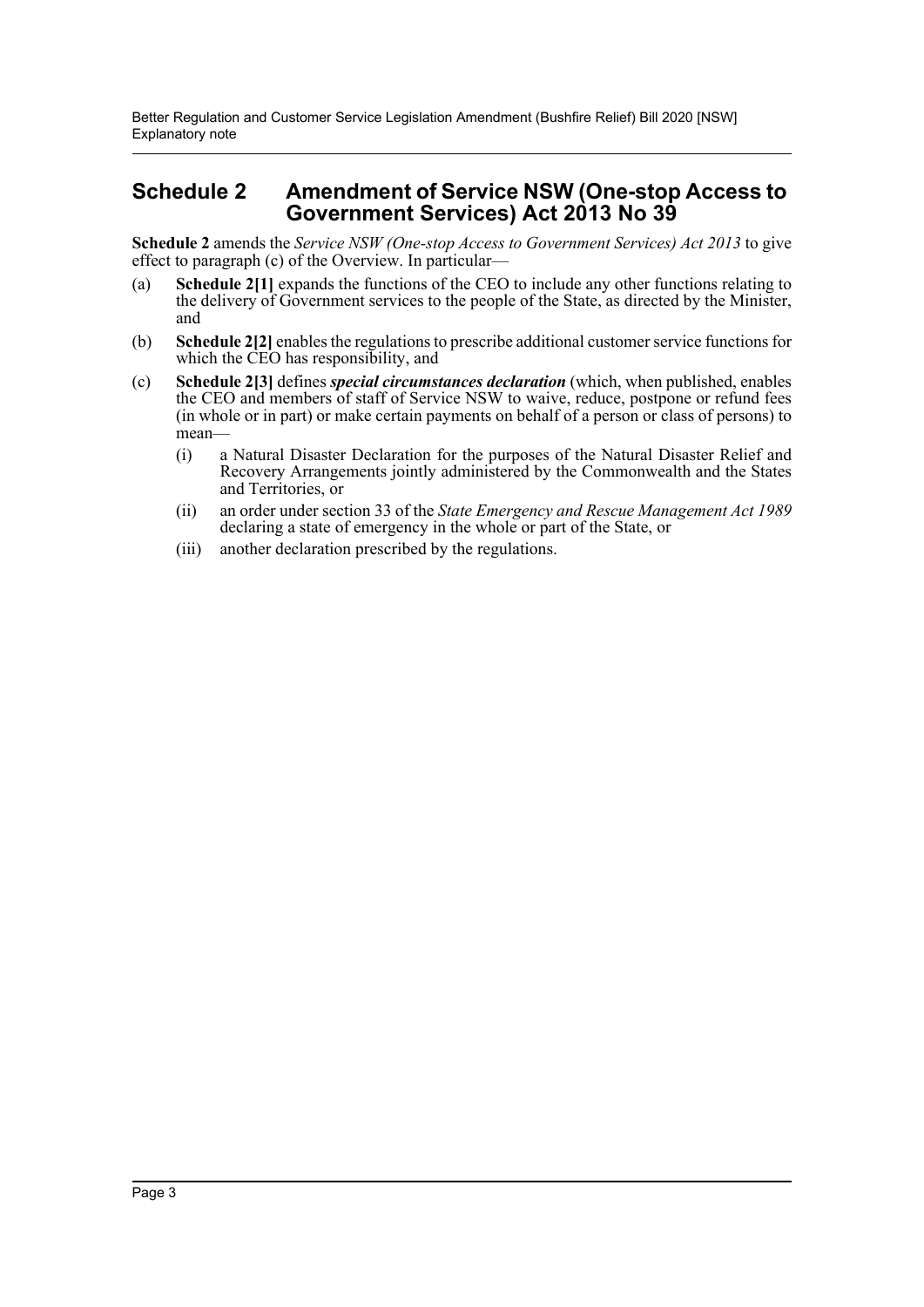## Schedule 2 Amendment of Service NSW (One-stop Access to Government Services) Act 2013 No 39

**Schedule 2** amends the *Service NSW (One-stop Access to Government Services) Act 2013* to give effect to paragraph (c) of the Overview. In particular—

(a) **Schedule 2[1]** expands the functions of the CEO to include any other functions relating to the delivery of Government services to the people of the State, as directed by the Minister, and

(b) **Schedule 2[2]** enables the regulations to prescribe additional customer service functions for which the CEO has responsibility, and

(c) **Schedule 2[3]** defines ***special circumstances declaration*** (which, when published, enables the CEO and members of staff of Service NSW to waive, reduce, postpone or refund fees (in whole or in part) or make certain payments on behalf of a person or class of persons) to mean—

  (i) a Natural Disaster Declaration for the purposes of the Natural Disaster Relief and Recovery Arrangements jointly administered by the Commonwealth and the States and Territories, or

  (ii) an order under section 33 of the *State Emergency and Rescue Management Act 1989* declaring a state of emergency in the whole or part of the State, or

  (iii) another declaration prescribed by the regulations.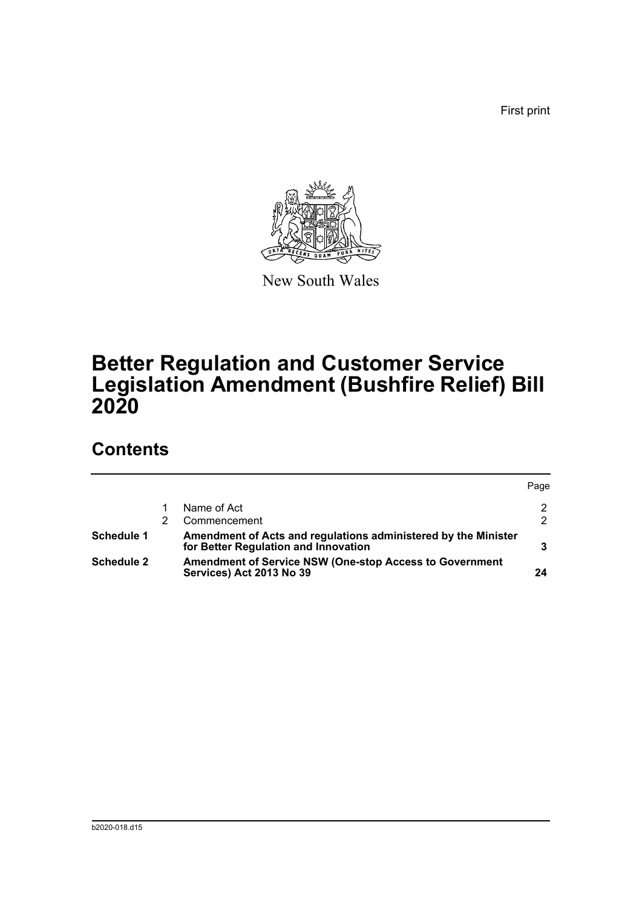First print

New South Wales

# Better Regulation and Customer Service Legislation Amendment (Bushfire Relief) Bill 2020

## Contents

| | | | Page |
|---|---|---|---|
| | 1 | Name of Act | 2 |
| | 2 | Commencement | 2 |
| **Schedule 1** | | **Amendment of Acts and regulations administered by the Minister for Better Regulation and Innovation** | **3** |
| **Schedule 2** | | **Amendment of Service NSW (One-stop Access to Government Services) Act 2013 No 39** | **24** |

b2020-018.d15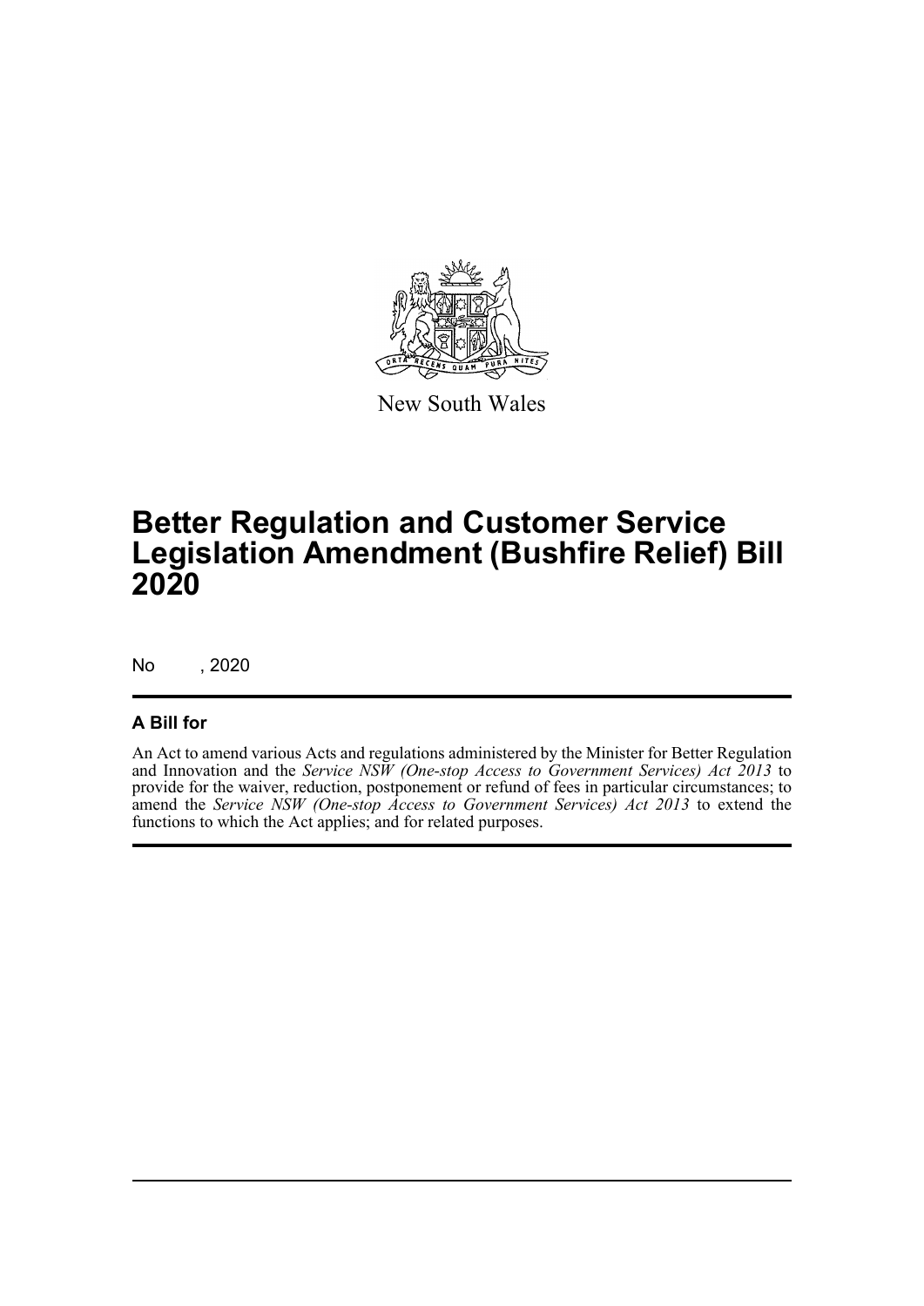New South Wales

# Better Regulation and Customer Service Legislation Amendment (Bushfire Relief) Bill 2020

No , 2020

## A Bill for

An Act to amend various Acts and regulations administered by the Minister for Better Regulation and Innovation and the *Service NSW (One-stop Access to Government Services) Act 2013* to provide for the waiver, reduction, postponement or refund of fees in particular circumstances; to amend the *Service NSW (One-stop Access to Government Services) Act 2013* to extend the functions to which the Act applies; and for related purposes.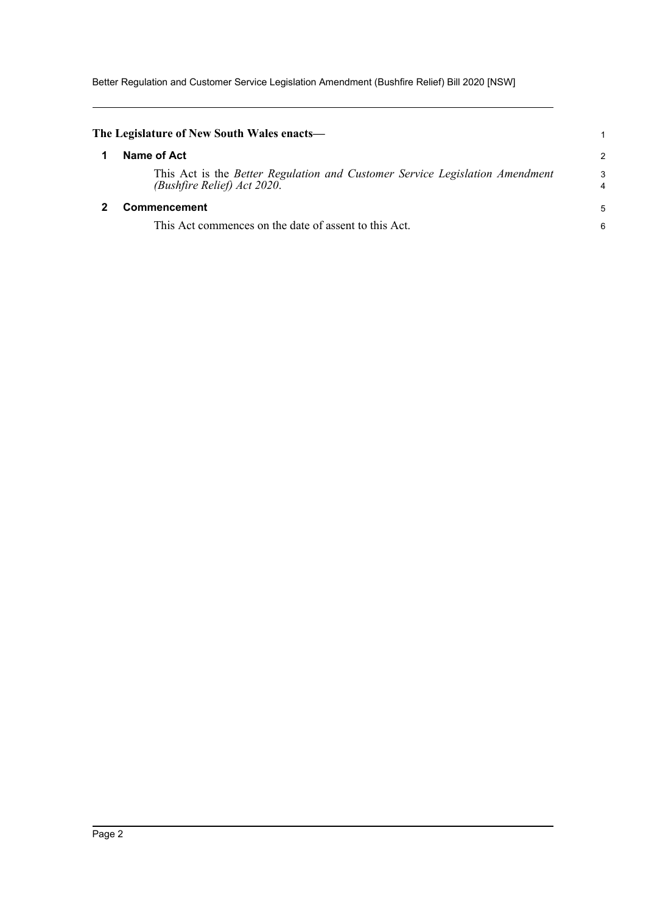**The Legislature of New South Wales enacts—**

## 1 Name of Act

This Act is the *Better Regulation and Customer Service Legislation Amendment (Bushfire Relief) Act 2020*.

## 2 Commencement

This Act commences on the date of assent to this Act.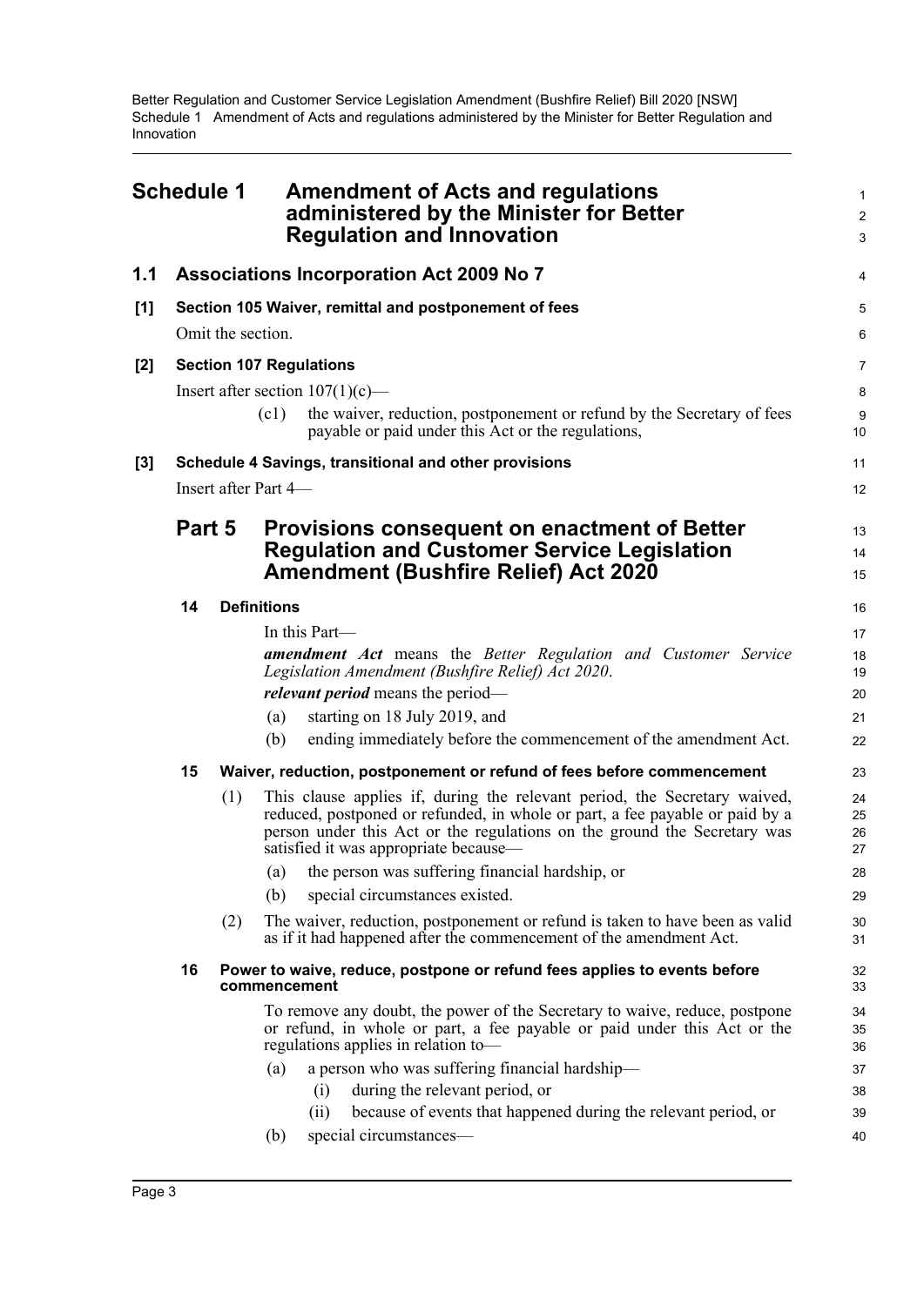# Schedule 1 Amendment of Acts and regulations administered by the Minister for Better Regulation and Innovation

## 1.1 Associations Incorporation Act 2009 No 7

### [1] Section 105 Waiver, remittal and postponement of fees

Omit the section.

### [2] Section 107 Regulations

Insert after section 107(1)(c)—

(c1) the waiver, reduction, postponement or refund by the Secretary of fees payable or paid under this Act or the regulations,

### [3] Schedule 4 Savings, transitional and other provisions

Insert after Part 4—

## Part 5 Provisions consequent on enactment of Better Regulation and Customer Service Legislation Amendment (Bushfire Relief) Act 2020

### 14 Definitions

In this Part—

***amendment Act*** means the *Better Regulation and Customer Service Legislation Amendment (Bushfire Relief) Act 2020*.

***relevant period*** means the period—

(a) starting on 18 July 2019, and

(b) ending immediately before the commencement of the amendment Act.

### 15 Waiver, reduction, postponement or refund of fees before commencement

(1) This clause applies if, during the relevant period, the Secretary waived, reduced, postponed or refunded, in whole or part, a fee payable or paid by a person under this Act or the regulations on the ground the Secretary was satisfied it was appropriate because—

(a) the person was suffering financial hardship, or

(b) special circumstances existed.

(2) The waiver, reduction, postponement or refund is taken to have been as valid as if it had happened after the commencement of the amendment Act.

### 16 Power to waive, reduce, postpone or refund fees applies to events before commencement

To remove any doubt, the power of the Secretary to waive, reduce, postpone or refund, in whole or part, a fee payable or paid under this Act or the regulations applies in relation to—

(a) a person who was suffering financial hardship—

(i) during the relevant period, or

(ii) because of events that happened during the relevant period, or

(b) special circumstances—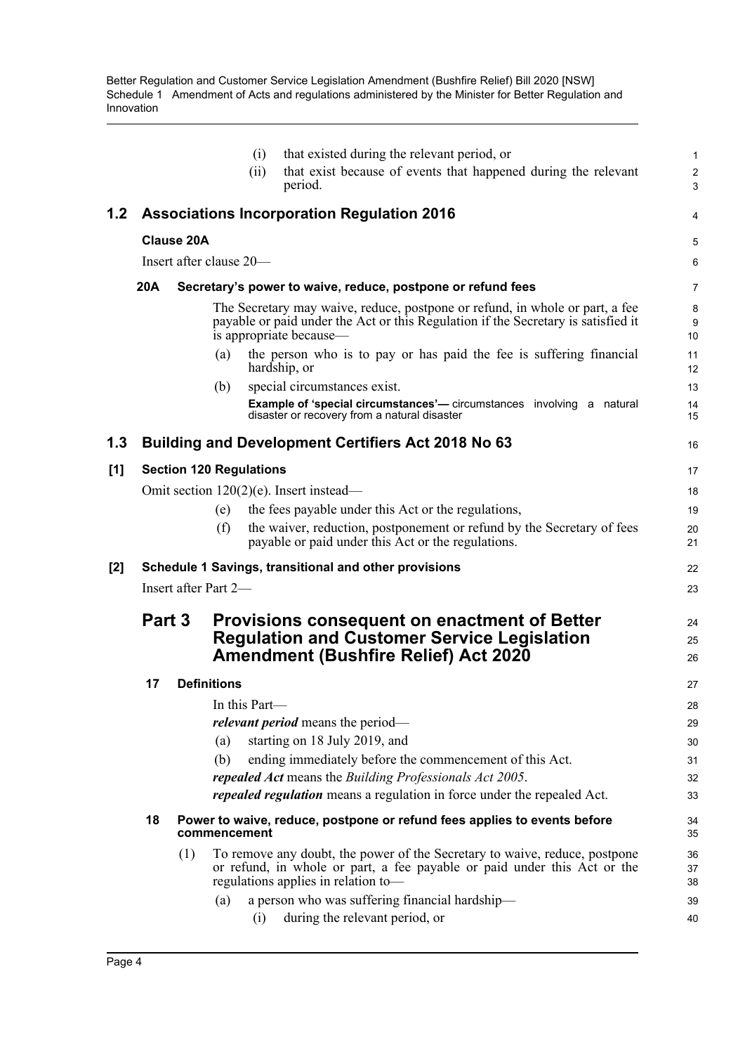(i) that existed during the relevant period, or

(ii) that exist because of events that happened during the relevant period.

## 1.2 Associations Incorporation Regulation 2016

### Clause 20A

Insert after clause 20—

#### 20A Secretary's power to waive, reduce, postpone or refund fees

The Secretary may waive, reduce, postpone or refund, in whole or part, a fee payable or paid under the Act or this Regulation if the Secretary is satisfied it is appropriate because—

(a) the person who is to pay or has paid the fee is suffering financial hardship, or

(b) special circumstances exist.

**Example of 'special circumstances'—** circumstances involving a natural disaster or recovery from a natural disaster

## 1.3 Building and Development Certifiers Act 2018 No 63

### [1] Section 120 Regulations

Omit section 120(2)(e). Insert instead—

(e) the fees payable under this Act or the regulations,

(f) the waiver, reduction, postponement or refund by the Secretary of fees payable or paid under this Act or the regulations.

### [2] Schedule 1 Savings, transitional and other provisions

Insert after Part 2—

## Part 3 Provisions consequent on enactment of Better Regulation and Customer Service Legislation Amendment (Bushfire Relief) Act 2020

#### 17 Definitions

In this Part—

***relevant period*** means the period—

(a) starting on 18 July 2019, and

(b) ending immediately before the commencement of this Act.

***repealed Act*** means the *Building Professionals Act 2005*.

***repealed regulation*** means a regulation in force under the repealed Act.

#### 18 Power to waive, reduce, postpone or refund fees applies to events before commencement

(1) To remove any doubt, the power of the Secretary to waive, reduce, postpone or refund, in whole or part, a fee payable or paid under this Act or the regulations applies in relation to—

(a) a person who was suffering financial hardship—

(i) during the relevant period, or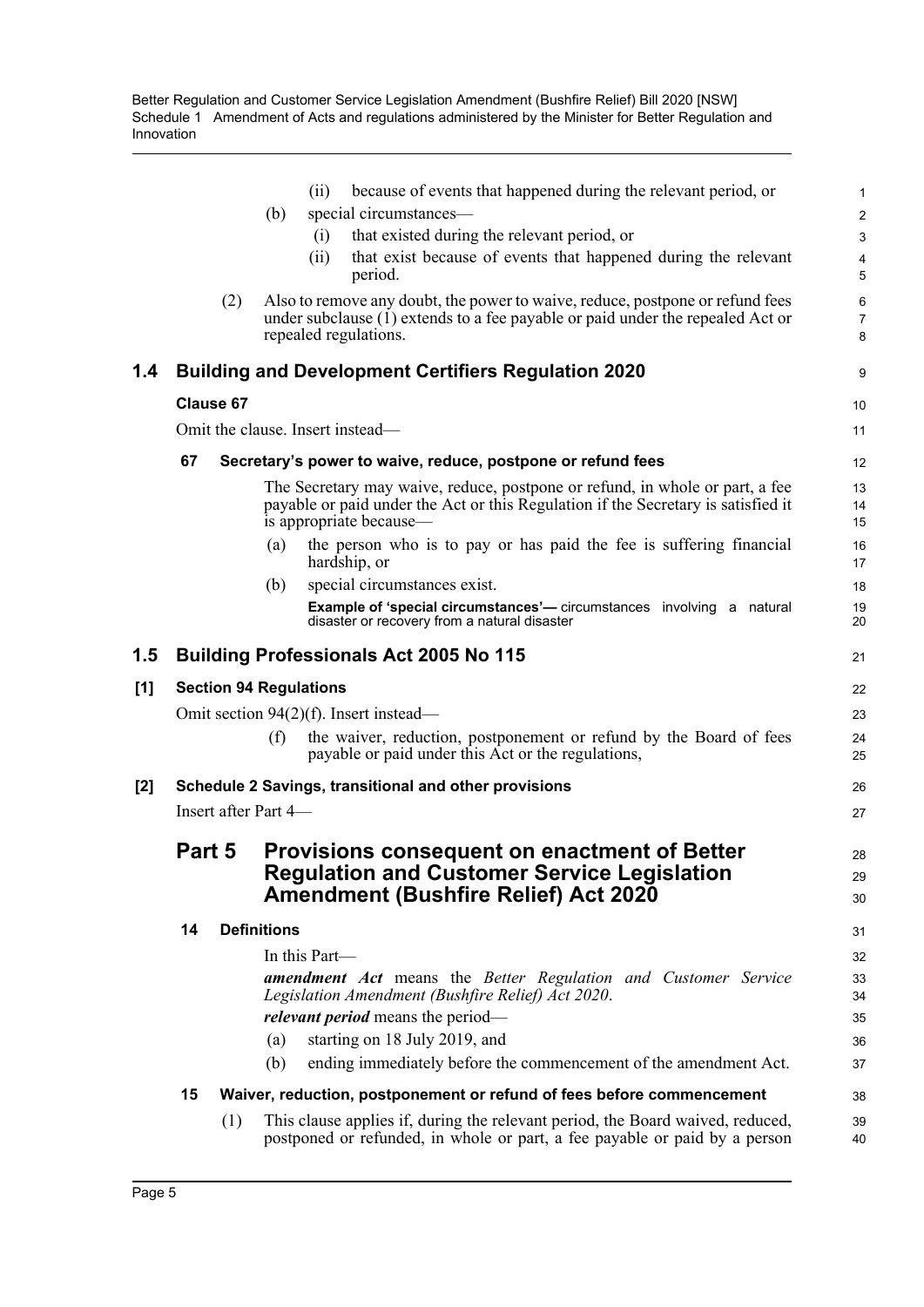(ii) because of events that happened during the relevant period, or

(b) special circumstances—

(i) that existed during the relevant period, or

(ii) that exist because of events that happened during the relevant period.

(2) Also to remove any doubt, the power to waive, reduce, postpone or refund fees under subclause (1) extends to a fee payable or paid under the repealed Act or repealed regulations.

## 1.4 Building and Development Certifiers Regulation 2020

**Clause 67**

Omit the clause. Insert instead—

**67 Secretary's power to waive, reduce, postpone or refund fees**

The Secretary may waive, reduce, postpone or refund, in whole or part, a fee payable or paid under the Act or this Regulation if the Secretary is satisfied it is appropriate because—

(a) the person who is to pay or has paid the fee is suffering financial hardship, or

(b) special circumstances exist.

**Example of 'special circumstances'—** circumstances involving a natural disaster or recovery from a natural disaster

## 1.5 Building Professionals Act 2005 No 115

**[1] Section 94 Regulations**

Omit section 94(2)(f). Insert instead—

(f) the waiver, reduction, postponement or refund by the Board of fees payable or paid under this Act or the regulations,

**[2] Schedule 2 Savings, transitional and other provisions**

Insert after Part 4—

## Part 5 Provisions consequent on enactment of Better Regulation and Customer Service Legislation Amendment (Bushfire Relief) Act 2020

**14 Definitions**

In this Part—

***amendment Act*** means the *Better Regulation and Customer Service Legislation Amendment (Bushfire Relief) Act 2020*.

***relevant period*** means the period—

(a) starting on 18 July 2019, and

(b) ending immediately before the commencement of the amendment Act.

**15 Waiver, reduction, postponement or refund of fees before commencement**

(1) This clause applies if, during the relevant period, the Board waived, reduced, postponed or refunded, in whole or part, a fee payable or paid by a person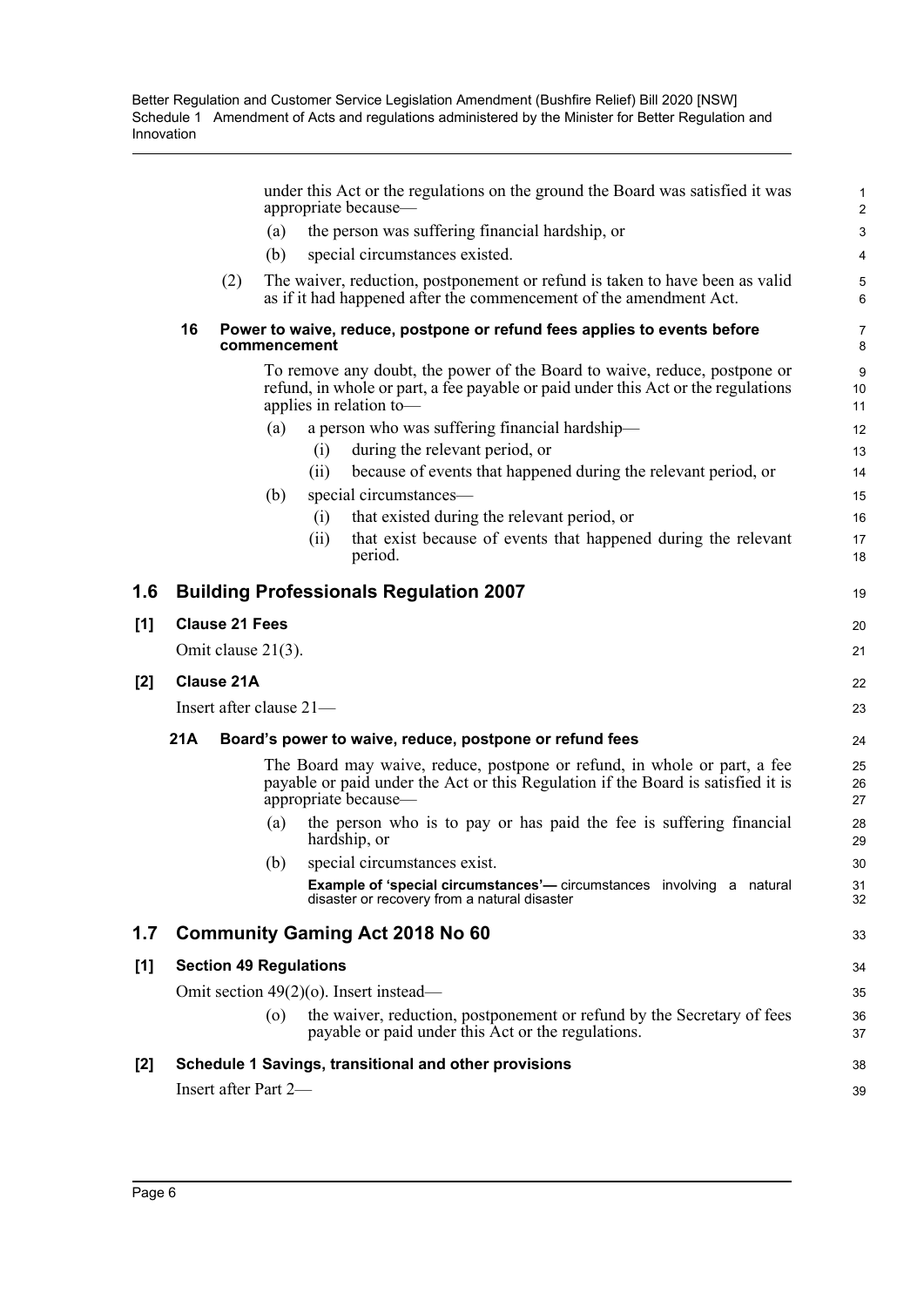under this Act or the regulations on the ground the Board was satisfied it was appropriate because—

(a) the person was suffering financial hardship, or

(b) special circumstances existed.

(2) The waiver, reduction, postponement or refund is taken to have been as valid as if it had happened after the commencement of the amendment Act.

**16 Power to waive, reduce, postpone or refund fees applies to events before commencement**

To remove any doubt, the power of the Board to waive, reduce, postpone or refund, in whole or part, a fee payable or paid under this Act or the regulations applies in relation to—

(a) a person who was suffering financial hardship—

(i) during the relevant period, or

(ii) because of events that happened during the relevant period, or

(b) special circumstances—

(i) that existed during the relevant period, or

(ii) that exist because of events that happened during the relevant period.

## 1.6 Building Professionals Regulation 2007

### [1] Clause 21 Fees

Omit clause 21(3).

### [2] Clause 21A

Insert after clause 21—

**21A Board's power to waive, reduce, postpone or refund fees**

The Board may waive, reduce, postpone or refund, in whole or part, a fee payable or paid under the Act or this Regulation if the Board is satisfied it is appropriate because—

(a) the person who is to pay or has paid the fee is suffering financial hardship, or

(b) special circumstances exist.

**Example of 'special circumstances'—** circumstances involving a natural disaster or recovery from a natural disaster

## 1.7 Community Gaming Act 2018 No 60

### [1] Section 49 Regulations

Omit section 49(2)(o). Insert instead—

(o) the waiver, reduction, postponement or refund by the Secretary of fees payable or paid under this Act or the regulations.

### [2] Schedule 1 Savings, transitional and other provisions

Insert after Part 2—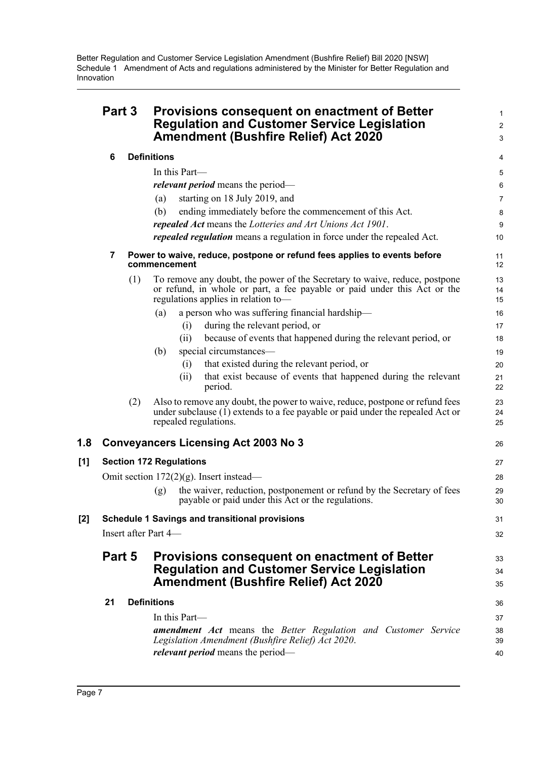## Part 3 Provisions consequent on enactment of Better Regulation and Customer Service Legislation Amendment (Bushfire Relief) Act 2020

### 6 Definitions

In this Part—

***relevant period*** means the period—

(a) starting on 18 July 2019, and

(b) ending immediately before the commencement of this Act.

***repealed Act*** means the *Lotteries and Art Unions Act 1901*.

***repealed regulation*** means a regulation in force under the repealed Act.

### 7 Power to waive, reduce, postpone or refund fees applies to events before commencement

(1) To remove any doubt, the power of the Secretary to waive, reduce, postpone or refund, in whole or part, a fee payable or paid under this Act or the regulations applies in relation to—

(a) a person who was suffering financial hardship—

(i) during the relevant period, or

(ii) because of events that happened during the relevant period, or

(b) special circumstances—

(i) that existed during the relevant period, or

(ii) that exist because of events that happened during the relevant period.

(2) Also to remove any doubt, the power to waive, reduce, postpone or refund fees under subclause (1) extends to a fee payable or paid under the repealed Act or repealed regulations.

# 1.8 Conveyancers Licensing Act 2003 No 3

## [1] Section 172 Regulations

Omit section 172(2)(g). Insert instead—

(g) the waiver, reduction, postponement or refund by the Secretary of fees payable or paid under this Act or the regulations.

## [2] Schedule 1 Savings and transitional provisions

Insert after Part 4—

## Part 5 Provisions consequent on enactment of Better Regulation and Customer Service Legislation Amendment (Bushfire Relief) Act 2020

### 21 Definitions

In this Part—

***amendment Act*** means the *Better Regulation and Customer Service Legislation Amendment (Bushfire Relief) Act 2020*.

***relevant period*** means the period—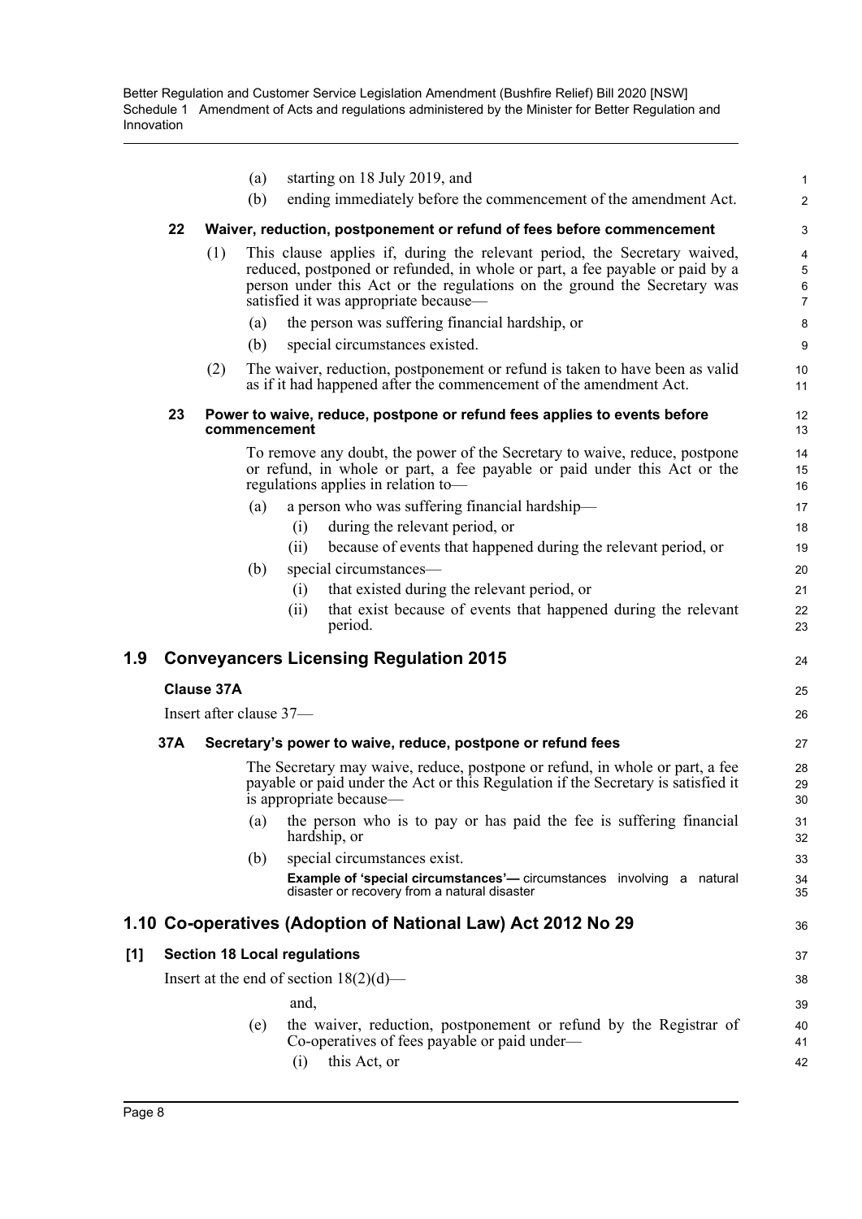(a) starting on 18 July 2019, and

(b) ending immediately before the commencement of the amendment Act.

**22 Waiver, reduction, postponement or refund of fees before commencement**

(1) This clause applies if, during the relevant period, the Secretary waived, reduced, postponed or refunded, in whole or part, a fee payable or paid by a person under this Act or the regulations on the ground the Secretary was satisfied it was appropriate because—

(a) the person was suffering financial hardship, or

(b) special circumstances existed.

(2) The waiver, reduction, postponement or refund is taken to have been as valid as if it had happened after the commencement of the amendment Act.

**23 Power to waive, reduce, postpone or refund fees applies to events before commencement**

To remove any doubt, the power of the Secretary to waive, reduce, postpone or refund, in whole or part, a fee payable or paid under this Act or the regulations applies in relation to—

(a) a person who was suffering financial hardship—

(i) during the relevant period, or

(ii) because of events that happened during the relevant period, or

(b) special circumstances—

(i) that existed during the relevant period, or

(ii) that exist because of events that happened during the relevant period.

## 1.9 Conveyancers Licensing Regulation 2015

### Clause 37A

Insert after clause 37—

**37A Secretary's power to waive, reduce, postpone or refund fees**

The Secretary may waive, reduce, postpone or refund, in whole or part, a fee payable or paid under the Act or this Regulation if the Secretary is satisfied it is appropriate because—

(a) the person who is to pay or has paid the fee is suffering financial hardship, or

(b) special circumstances exist.

**Example of 'special circumstances'—** circumstances involving a natural disaster or recovery from a natural disaster

## 1.10 Co-operatives (Adoption of National Law) Act 2012 No 29

### [1] Section 18 Local regulations

Insert at the end of section 18(2)(d)—

and,

(e) the waiver, reduction, postponement or refund by the Registrar of Co-operatives of fees payable or paid under—

(i) this Act, or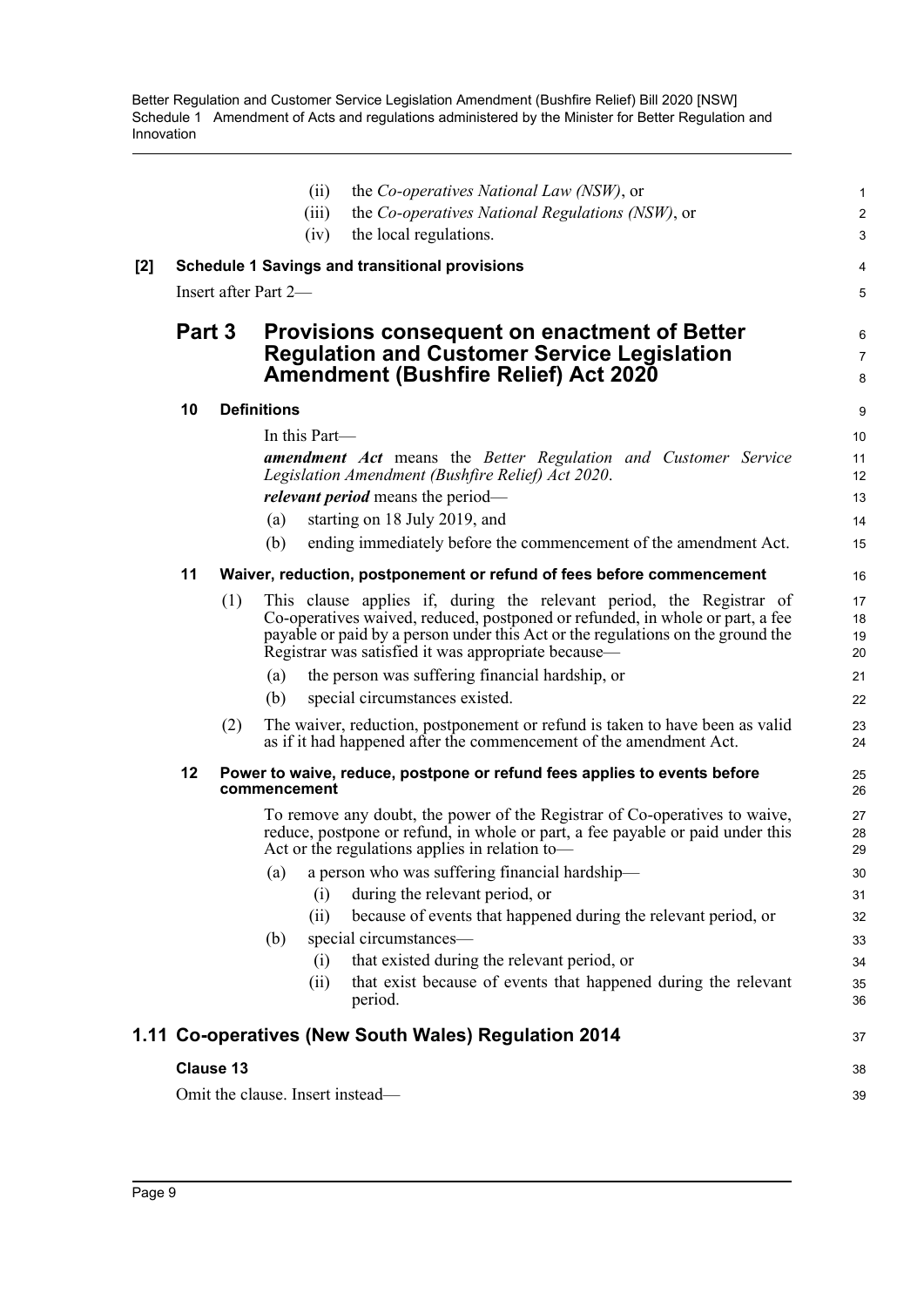(ii) the *Co-operatives National Law (NSW)*, or

(iii) the *Co-operatives National Regulations (NSW)*, or

(iv) the local regulations.

**[2] Schedule 1 Savings and transitional provisions**

Insert after Part 2—

## Part 3 Provisions consequent on enactment of Better Regulation and Customer Service Legislation Amendment (Bushfire Relief) Act 2020

**10 Definitions**

In this Part—

***amendment Act*** means the *Better Regulation and Customer Service Legislation Amendment (Bushfire Relief) Act 2020*.

***relevant period*** means the period—

(a) starting on 18 July 2019, and

(b) ending immediately before the commencement of the amendment Act.

**11 Waiver, reduction, postponement or refund of fees before commencement**

(1) This clause applies if, during the relevant period, the Registrar of Co-operatives waived, reduced, postponed or refunded, in whole or part, a fee payable or paid by a person under this Act or the regulations on the ground the Registrar was satisfied it was appropriate because—

(a) the person was suffering financial hardship, or

(b) special circumstances existed.

(2) The waiver, reduction, postponement or refund is taken to have been as valid as if it had happened after the commencement of the amendment Act.

**12 Power to waive, reduce, postpone or refund fees applies to events before commencement**

To remove any doubt, the power of the Registrar of Co-operatives to waive, reduce, postpone or refund, in whole or part, a fee payable or paid under this Act or the regulations applies in relation to—

(a) a person who was suffering financial hardship—

(i) during the relevant period, or

(ii) because of events that happened during the relevant period, or

(b) special circumstances—

(i) that existed during the relevant period, or

(ii) that exist because of events that happened during the relevant period.

## 1.11 Co-operatives (New South Wales) Regulation 2014

**Clause 13**

Omit the clause. Insert instead—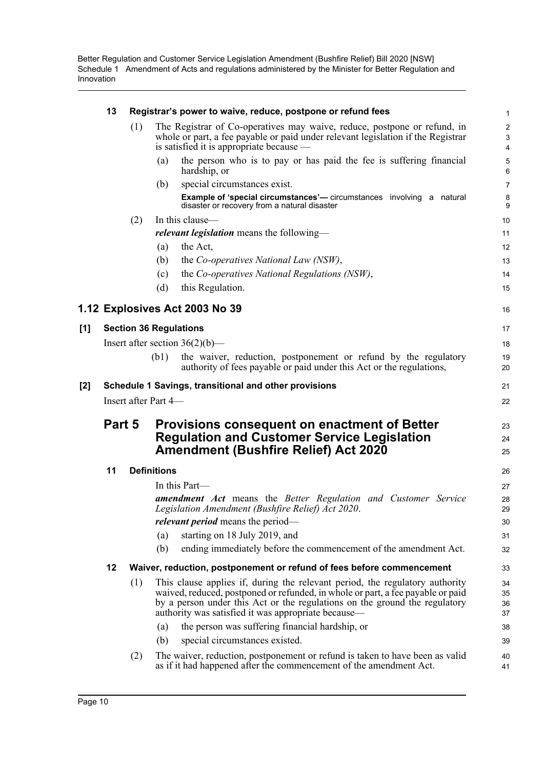#### 13 Registrar's power to waive, reduce, postpone or refund fees

(1) The Registrar of Co-operatives may waive, reduce, postpone or refund, in whole or part, a fee payable or paid under relevant legislation if the Registrar is satisfied it is appropriate because —

(a) the person who is to pay or has paid the fee is suffering financial hardship, or

(b) special circumstances exist.

**Example of 'special circumstances'—** circumstances involving a natural disaster or recovery from a natural disaster

(2) In this clause—

***relevant legislation*** means the following—

(a) the Act,

(b) the *Co-operatives National Law (NSW)*,

(c) the *Co-operatives National Regulations (NSW)*,

(d) this Regulation.

## 1.12 Explosives Act 2003 No 39

### [1] Section 36 Regulations

Insert after section 36(2)(b)—

(b1) the waiver, reduction, postponement or refund by the regulatory authority of fees payable or paid under this Act or the regulations,

### [2] Schedule 1 Savings, transitional and other provisions

Insert after Part 4—

## Part 5 Provisions consequent on enactment of Better Regulation and Customer Service Legislation Amendment (Bushfire Relief) Act 2020

#### 11 Definitions

In this Part—

***amendment Act*** means the *Better Regulation and Customer Service Legislation Amendment (Bushfire Relief) Act 2020*.

***relevant period*** means the period—

(a) starting on 18 July 2019, and

(b) ending immediately before the commencement of the amendment Act.

#### 12 Waiver, reduction, postponement or refund of fees before commencement

(1) This clause applies if, during the relevant period, the regulatory authority waived, reduced, postponed or refunded, in whole or part, a fee payable or paid by a person under this Act or the regulations on the ground the regulatory authority was satisfied it was appropriate because—

(a) the person was suffering financial hardship, or

(b) special circumstances existed.

(2) The waiver, reduction, postponement or refund is taken to have been as valid as if it had happened after the commencement of the amendment Act.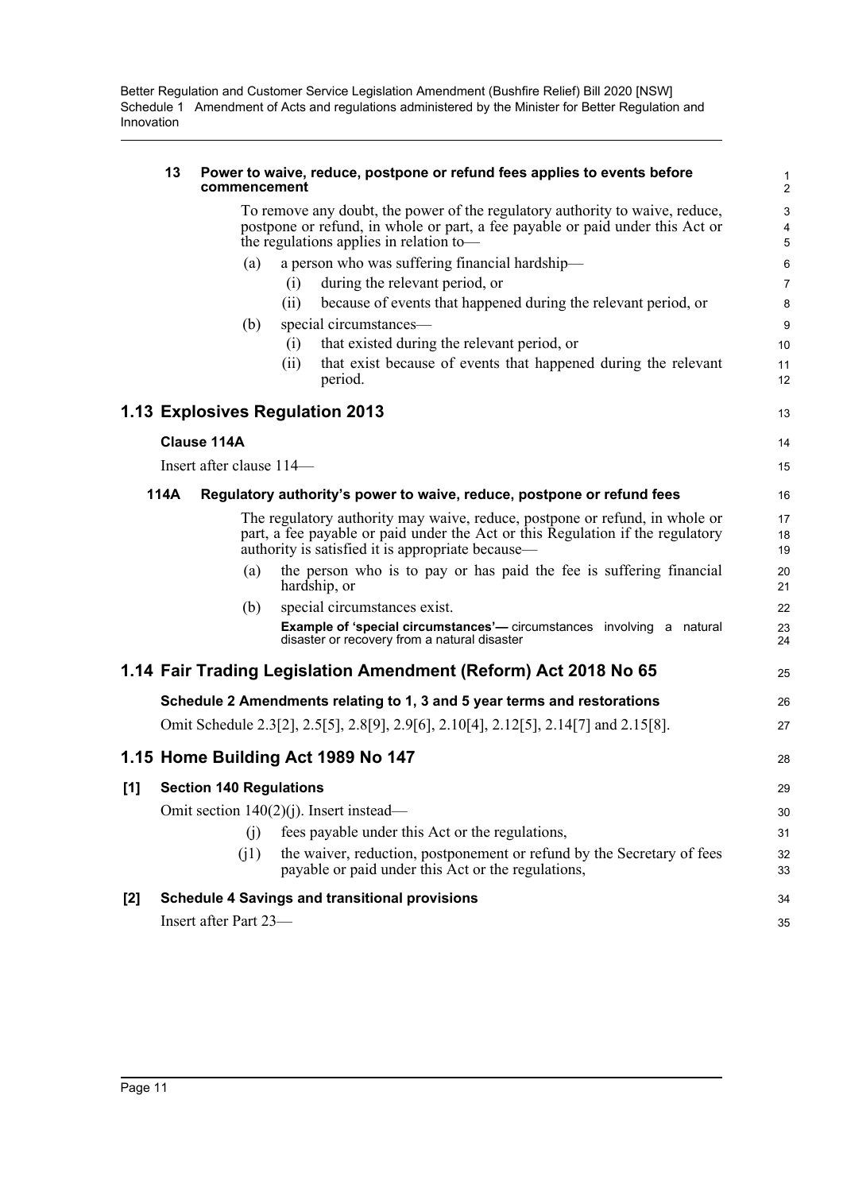**13 Power to waive, reduce, postpone or refund fees applies to events before commencement**

To remove any doubt, the power of the regulatory authority to waive, reduce, postpone or refund, in whole or part, a fee payable or paid under this Act or the regulations applies in relation to—

(a) a person who was suffering financial hardship—

(i) during the relevant period, or

(ii) because of events that happened during the relevant period, or

(b) special circumstances—

(i) that existed during the relevant period, or

(ii) that exist because of events that happened during the relevant period.

## 1.13 Explosives Regulation 2013

### Clause 114A

Insert after clause 114—

**114A Regulatory authority's power to waive, reduce, postpone or refund fees**

The regulatory authority may waive, reduce, postpone or refund, in whole or part, a fee payable or paid under the Act or this Regulation if the regulatory authority is satisfied it is appropriate because—

(a) the person who is to pay or has paid the fee is suffering financial hardship, or

(b) special circumstances exist.

**Example of 'special circumstances'—** circumstances involving a natural disaster or recovery from a natural disaster

## 1.14 Fair Trading Legislation Amendment (Reform) Act 2018 No 65

### Schedule 2 Amendments relating to 1, 3 and 5 year terms and restorations

Omit Schedule 2.3[2], 2.5[5], 2.8[9], 2.9[6], 2.10[4], 2.12[5], 2.14[7] and 2.15[8].

## 1.15 Home Building Act 1989 No 147

### [1] Section 140 Regulations

Omit section 140(2)(j). Insert instead—

(j) fees payable under this Act or the regulations,

(j1) the waiver, reduction, postponement or refund by the Secretary of fees payable or paid under this Act or the regulations,

### [2] Schedule 4 Savings and transitional provisions

Insert after Part 23—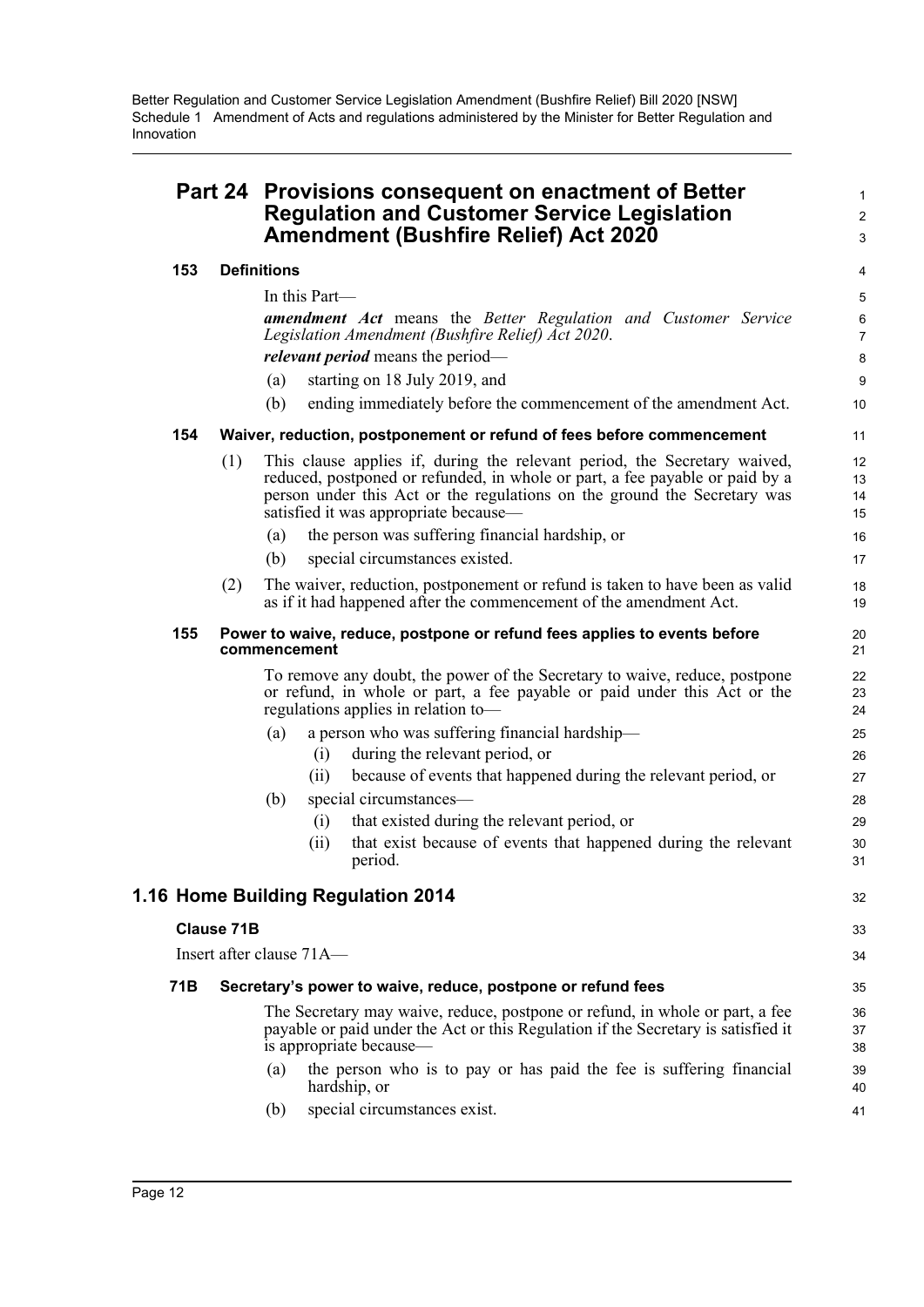## Part 24 Provisions consequent on enactment of Better Regulation and Customer Service Legislation Amendment (Bushfire Relief) Act 2020

### 153 Definitions

In this Part—

***amendment Act*** means the *Better Regulation and Customer Service Legislation Amendment (Bushfire Relief) Act 2020*.

***relevant period*** means the period—

(a) starting on 18 July 2019, and

(b) ending immediately before the commencement of the amendment Act.

### 154 Waiver, reduction, postponement or refund of fees before commencement

(1) This clause applies if, during the relevant period, the Secretary waived, reduced, postponed or refunded, in whole or part, a fee payable or paid by a person under this Act or the regulations on the ground the Secretary was satisfied it was appropriate because—

(a) the person was suffering financial hardship, or

(b) special circumstances existed.

(2) The waiver, reduction, postponement or refund is taken to have been as valid as if it had happened after the commencement of the amendment Act.

### 155 Power to waive, reduce, postpone or refund fees applies to events before commencement

To remove any doubt, the power of the Secretary to waive, reduce, postpone or refund, in whole or part, a fee payable or paid under this Act or the regulations applies in relation to—

(a) a person who was suffering financial hardship—

(i) during the relevant period, or

(ii) because of events that happened during the relevant period, or

(b) special circumstances—

(i) that existed during the relevant period, or

(ii) that exist because of events that happened during the relevant period.

## 1.16 Home Building Regulation 2014

### Clause 71B

Insert after clause 71A—

### 71B Secretary's power to waive, reduce, postpone or refund fees

The Secretary may waive, reduce, postpone or refund, in whole or part, a fee payable or paid under the Act or this Regulation if the Secretary is satisfied it is appropriate because—

(a) the person who is to pay or has paid the fee is suffering financial hardship, or

(b) special circumstances exist.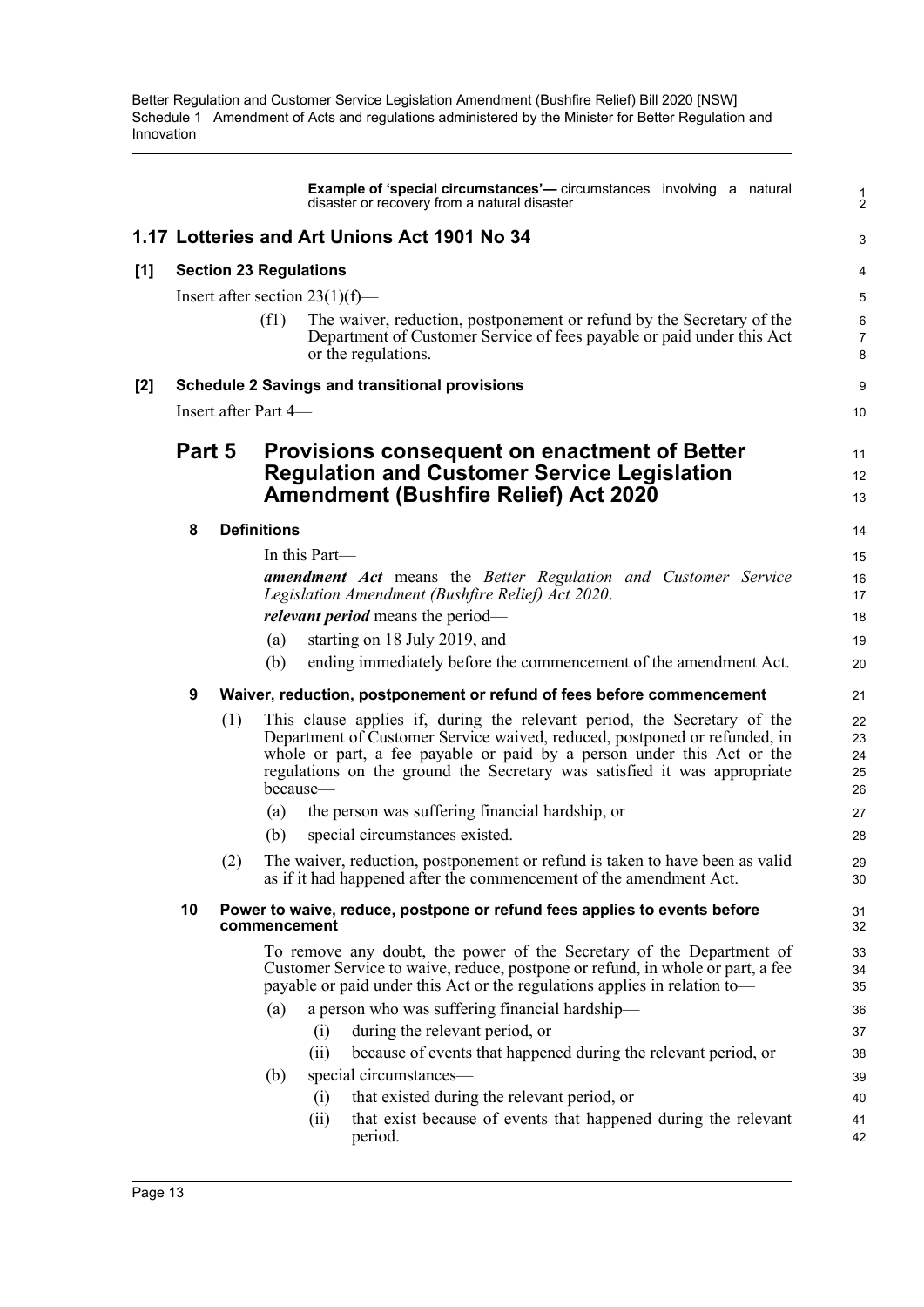**Example of 'special circumstances'**— circumstances involving a natural disaster or recovery from a natural disaster

## 1.17 Lotteries and Art Unions Act 1901 No 34

### [1] Section 23 Regulations

Insert after section 23(1)(f)—

(f1) The waiver, reduction, postponement or refund by the Secretary of the Department of Customer Service of fees payable or paid under this Act or the regulations.

### [2] Schedule 2 Savings and transitional provisions

Insert after Part 4—

## Part 5 Provisions consequent on enactment of Better Regulation and Customer Service Legislation Amendment (Bushfire Relief) Act 2020

#### 8 Definitions

In this Part—

***amendment Act*** means the *Better Regulation and Customer Service Legislation Amendment (Bushfire Relief) Act 2020*.

***relevant period*** means the period—

(a) starting on 18 July 2019, and

(b) ending immediately before the commencement of the amendment Act.

#### 9 Waiver, reduction, postponement or refund of fees before commencement

(1) This clause applies if, during the relevant period, the Secretary of the Department of Customer Service waived, reduced, postponed or refunded, in whole or part, a fee payable or paid by a person under this Act or the regulations on the ground the Secretary was satisfied it was appropriate because—

(a) the person was suffering financial hardship, or

(b) special circumstances existed.

(2) The waiver, reduction, postponement or refund is taken to have been as valid as if it had happened after the commencement of the amendment Act.

#### 10 Power to waive, reduce, postpone or refund fees applies to events before commencement

To remove any doubt, the power of the Secretary of the Department of Customer Service to waive, reduce, postpone or refund, in whole or part, a fee payable or paid under this Act or the regulations applies in relation to—

(a) a person who was suffering financial hardship—

(i) during the relevant period, or

(ii) because of events that happened during the relevant period, or

(b) special circumstances—

(i) that existed during the relevant period, or

(ii) that exist because of events that happened during the relevant period.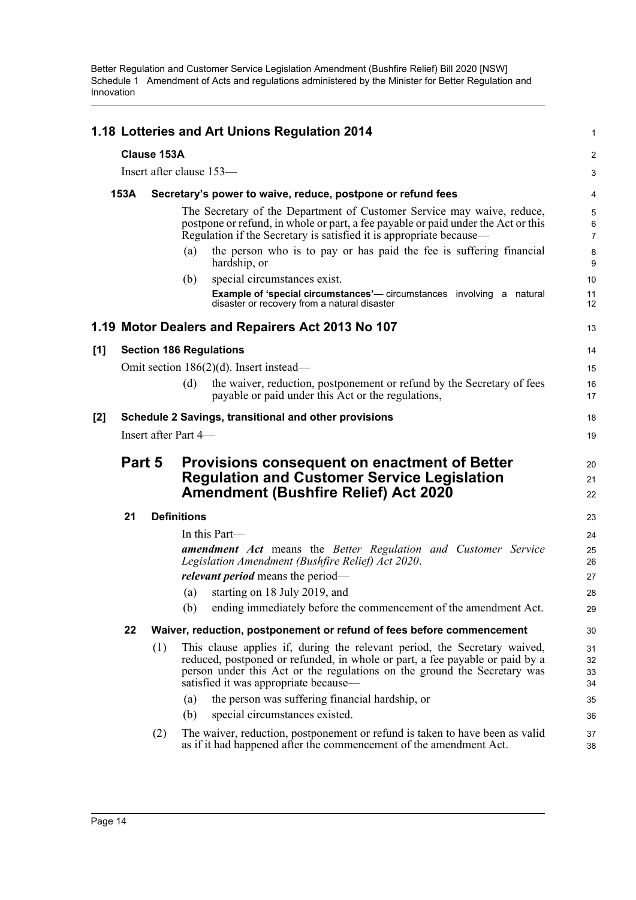## 1.18 Lotteries and Art Unions Regulation 2014

### Clause 153A

Insert after clause 153—

#### 153A Secretary's power to waive, reduce, postpone or refund fees

The Secretary of the Department of Customer Service may waive, reduce, postpone or refund, in whole or part, a fee payable or paid under the Act or this Regulation if the Secretary is satisfied it is appropriate because—

(a) the person who is to pay or has paid the fee is suffering financial hardship, or

(b) special circumstances exist.

**Example of 'special circumstances'—** circumstances involving a natural disaster or recovery from a natural disaster

## 1.19 Motor Dealers and Repairers Act 2013 No 107

### [1] Section 186 Regulations

Omit section 186(2)(d). Insert instead—

(d) the waiver, reduction, postponement or refund by the Secretary of fees payable or paid under this Act or the regulations,

### [2] Schedule 2 Savings, transitional and other provisions

Insert after Part 4—

## Part 5 Provisions consequent on enactment of Better Regulation and Customer Service Legislation Amendment (Bushfire Relief) Act 2020

#### 21 Definitions

In this Part—

***amendment Act*** means the *Better Regulation and Customer Service Legislation Amendment (Bushfire Relief) Act 2020*.

***relevant period*** means the period—

(a) starting on 18 July 2019, and

(b) ending immediately before the commencement of the amendment Act.

#### 22 Waiver, reduction, postponement or refund of fees before commencement

(1) This clause applies if, during the relevant period, the Secretary waived, reduced, postponed or refunded, in whole or part, a fee payable or paid by a person under this Act or the regulations on the ground the Secretary was satisfied it was appropriate because—

(a) the person was suffering financial hardship, or

(b) special circumstances existed.

(2) The waiver, reduction, postponement or refund is taken to have been as valid as if it had happened after the commencement of the amendment Act.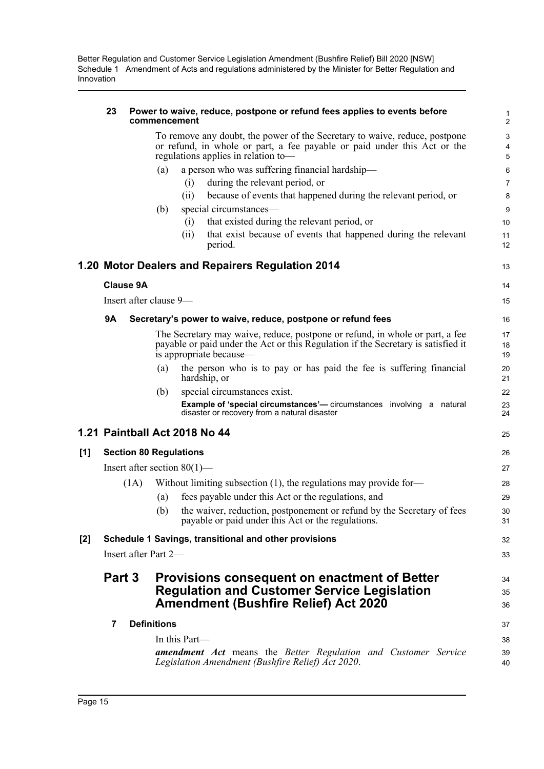**23 Power to waive, reduce, postpone or refund fees applies to events before commencement**

To remove any doubt, the power of the Secretary to waive, reduce, postpone or refund, in whole or part, a fee payable or paid under this Act or the regulations applies in relation to—

(a) a person who was suffering financial hardship—

(i) during the relevant period, or

(ii) because of events that happened during the relevant period, or

(b) special circumstances—

(i) that existed during the relevant period, or

(ii) that exist because of events that happened during the relevant period.

## 1.20 Motor Dealers and Repairers Regulation 2014

### Clause 9A

Insert after clause 9—

**9A Secretary's power to waive, reduce, postpone or refund fees**

The Secretary may waive, reduce, postpone or refund, in whole or part, a fee payable or paid under the Act or this Regulation if the Secretary is satisfied it is appropriate because—

(a) the person who is to pay or has paid the fee is suffering financial hardship, or

(b) special circumstances exist.

**Example of 'special circumstances'—** circumstances involving a natural disaster or recovery from a natural disaster

## 1.21 Paintball Act 2018 No 44

### [1] Section 80 Regulations

Insert after section 80(1)—

(1A) Without limiting subsection (1), the regulations may provide for—

(a) fees payable under this Act or the regulations, and

(b) the waiver, reduction, postponement or refund by the Secretary of fees payable or paid under this Act or the regulations.

### [2] Schedule 1 Savings, transitional and other provisions

Insert after Part 2—

## Part 3 Provisions consequent on enactment of Better Regulation and Customer Service Legislation Amendment (Bushfire Relief) Act 2020

**7 Definitions**

In this Part—

***amendment Act*** means the *Better Regulation and Customer Service Legislation Amendment (Bushfire Relief) Act 2020*.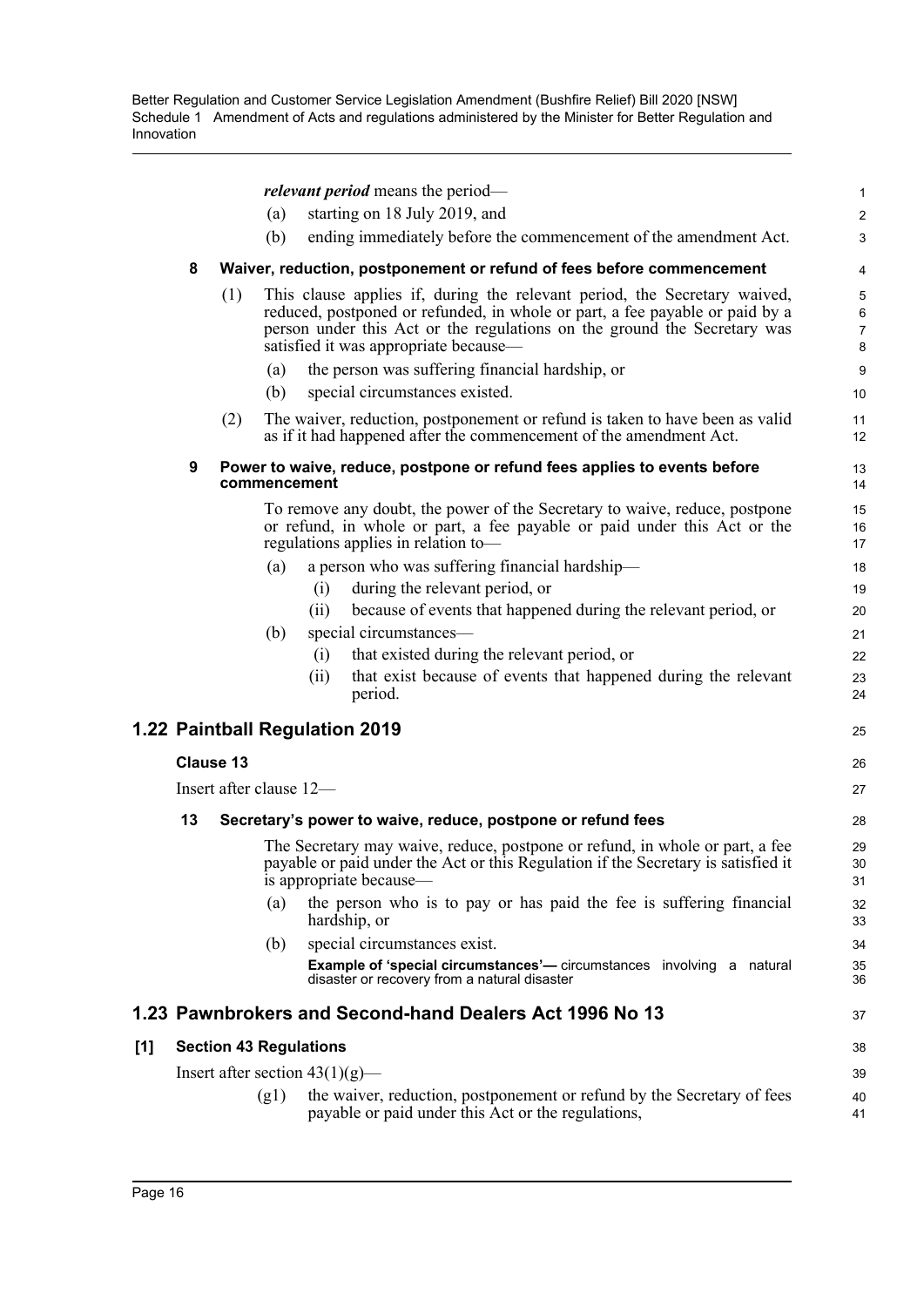***relevant period*** means the period—

(a) starting on 18 July 2019, and

(b) ending immediately before the commencement of the amendment Act.

**8 Waiver, reduction, postponement or refund of fees before commencement**

(1) This clause applies if, during the relevant period, the Secretary waived, reduced, postponed or refunded, in whole or part, a fee payable or paid by a person under this Act or the regulations on the ground the Secretary was satisfied it was appropriate because—

(a) the person was suffering financial hardship, or

(b) special circumstances existed.

(2) The waiver, reduction, postponement or refund is taken to have been as valid as if it had happened after the commencement of the amendment Act.

**9 Power to waive, reduce, postpone or refund fees applies to events before commencement**

To remove any doubt, the power of the Secretary to waive, reduce, postpone or refund, in whole or part, a fee payable or paid under this Act or the regulations applies in relation to—

(a) a person who was suffering financial hardship—

(i) during the relevant period, or

(ii) because of events that happened during the relevant period, or

(b) special circumstances—

(i) that existed during the relevant period, or

(ii) that exist because of events that happened during the relevant period.

## 1.22 Paintball Regulation 2019

**Clause 13**

Insert after clause 12—

**13 Secretary's power to waive, reduce, postpone or refund fees**

The Secretary may waive, reduce, postpone or refund, in whole or part, a fee payable or paid under the Act or this Regulation if the Secretary is satisfied it is appropriate because—

(a) the person who is to pay or has paid the fee is suffering financial hardship, or

(b) special circumstances exist.

**Example of 'special circumstances'—** circumstances involving a natural disaster or recovery from a natural disaster

## 1.23 Pawnbrokers and Second-hand Dealers Act 1996 No 13

**[1] Section 43 Regulations**

Insert after section 43(1)(g)—

(g1) the waiver, reduction, postponement or refund by the Secretary of fees payable or paid under this Act or the regulations,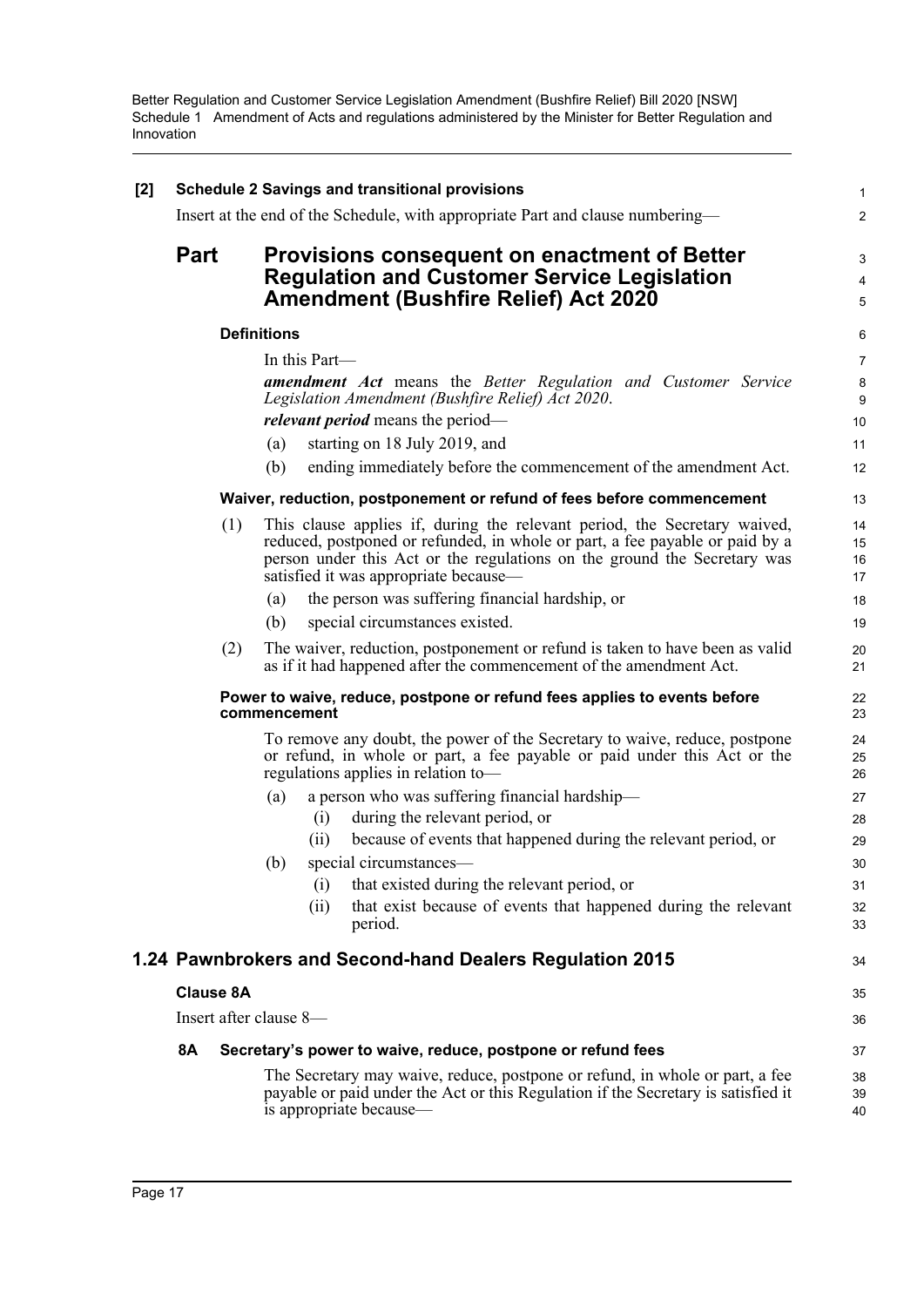**[2] Schedule 2 Savings and transitional provisions**

Insert at the end of the Schedule, with appropriate Part and clause numbering—

## Part Provisions consequent on enactment of Better Regulation and Customer Service Legislation Amendment (Bushfire Relief) Act 2020

**Definitions**

In this Part—

***amendment Act*** means the *Better Regulation and Customer Service Legislation Amendment (Bushfire Relief) Act 2020*.

***relevant period*** means the period—

(a) starting on 18 July 2019, and

(b) ending immediately before the commencement of the amendment Act.

**Waiver, reduction, postponement or refund of fees before commencement**

(1) This clause applies if, during the relevant period, the Secretary waived, reduced, postponed or refunded, in whole or part, a fee payable or paid by a person under this Act or the regulations on the ground the Secretary was satisfied it was appropriate because—

(a) the person was suffering financial hardship, or

(b) special circumstances existed.

(2) The waiver, reduction, postponement or refund is taken to have been as valid as if it had happened after the commencement of the amendment Act.

**Power to waive, reduce, postpone or refund fees applies to events before commencement**

To remove any doubt, the power of the Secretary to waive, reduce, postpone or refund, in whole or part, a fee payable or paid under this Act or the regulations applies in relation to—

(a) a person who was suffering financial hardship—

(i) during the relevant period, or

(ii) because of events that happened during the relevant period, or

(b) special circumstances—

(i) that existed during the relevant period, or

(ii) that exist because of events that happened during the relevant period.

## 1.24 Pawnbrokers and Second-hand Dealers Regulation 2015

**Clause 8A**

Insert after clause 8—

**8A Secretary's power to waive, reduce, postpone or refund fees**

The Secretary may waive, reduce, postpone or refund, in whole or part, a fee payable or paid under the Act or this Regulation if the Secretary is satisfied it is appropriate because—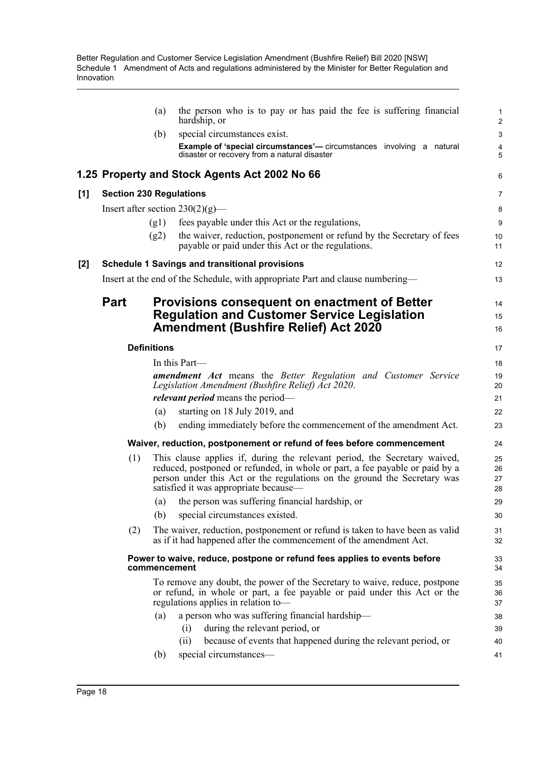(a) the person who is to pay or has paid the fee is suffering financial hardship, or

(b) special circumstances exist.

**Example of 'special circumstances'—** circumstances involving a natural disaster or recovery from a natural disaster

## 1.25 Property and Stock Agents Act 2002 No 66

### [1] Section 230 Regulations

Insert after section 230(2)(g)—

(g1) fees payable under this Act or the regulations,

(g2) the waiver, reduction, postponement or refund by the Secretary of fees payable or paid under this Act or the regulations.

### [2] Schedule 1 Savings and transitional provisions

Insert at the end of the Schedule, with appropriate Part and clause numbering—

## Part Provisions consequent on enactment of Better Regulation and Customer Service Legislation Amendment (Bushfire Relief) Act 2020

#### Definitions

In this Part—

***amendment Act*** means the *Better Regulation and Customer Service Legislation Amendment (Bushfire Relief) Act 2020*.

***relevant period*** means the period—

(a) starting on 18 July 2019, and

(b) ending immediately before the commencement of the amendment Act.

#### Waiver, reduction, postponement or refund of fees before commencement

(1) This clause applies if, during the relevant period, the Secretary waived, reduced, postponed or refunded, in whole or part, a fee payable or paid by a person under this Act or the regulations on the ground the Secretary was satisfied it was appropriate because—

(a) the person was suffering financial hardship, or

(b) special circumstances existed.

(2) The waiver, reduction, postponement or refund is taken to have been as valid as if it had happened after the commencement of the amendment Act.

#### Power to waive, reduce, postpone or refund fees applies to events before commencement

To remove any doubt, the power of the Secretary to waive, reduce, postpone or refund, in whole or part, a fee payable or paid under this Act or the regulations applies in relation to—

(a) a person who was suffering financial hardship—

(i) during the relevant period, or

(ii) because of events that happened during the relevant period, or

(b) special circumstances—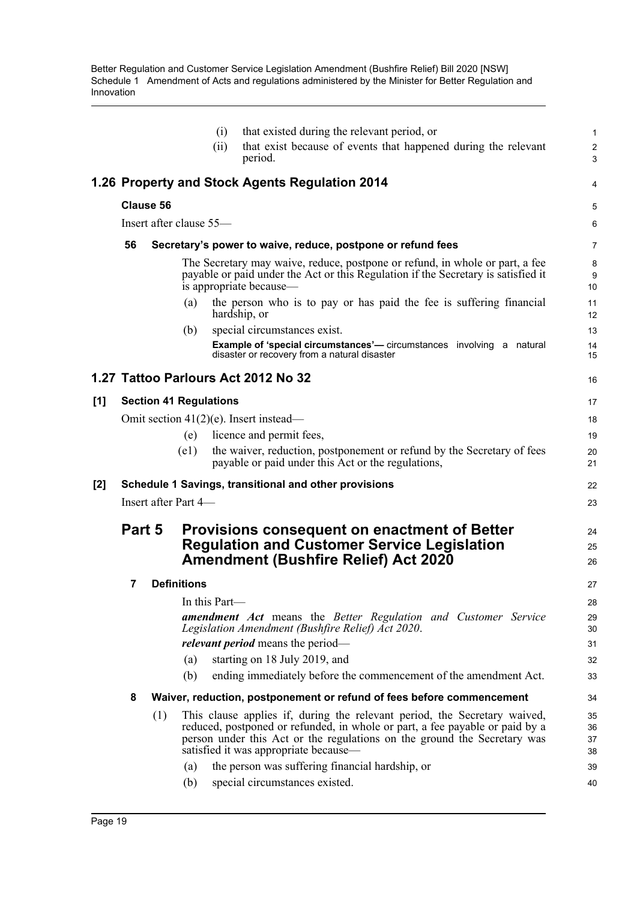(i) that existed during the relevant period, or

(ii) that exist because of events that happened during the relevant period.

## 1.26 Property and Stock Agents Regulation 2014

### Clause 56

Insert after clause 55—

#### 56 Secretary's power to waive, reduce, postpone or refund fees

The Secretary may waive, reduce, postpone or refund, in whole or part, a fee payable or paid under the Act or this Regulation if the Secretary is satisfied it is appropriate because—

(a) the person who is to pay or has paid the fee is suffering financial hardship, or

(b) special circumstances exist.

**Example of 'special circumstances'—** circumstances involving a natural disaster or recovery from a natural disaster

## 1.27 Tattoo Parlours Act 2012 No 32

### [1] Section 41 Regulations

Omit section 41(2)(e). Insert instead—

(e) licence and permit fees,

(e1) the waiver, reduction, postponement or refund by the Secretary of fees payable or paid under this Act or the regulations,

### [2] Schedule 1 Savings, transitional and other provisions

Insert after Part 4—

## Part 5 Provisions consequent on enactment of Better Regulation and Customer Service Legislation Amendment (Bushfire Relief) Act 2020

#### 7 Definitions

In this Part—

***amendment Act*** means the *Better Regulation and Customer Service Legislation Amendment (Bushfire Relief) Act 2020*.

***relevant period*** means the period—

(a) starting on 18 July 2019, and

(b) ending immediately before the commencement of the amendment Act.

#### 8 Waiver, reduction, postponement or refund of fees before commencement

(1) This clause applies if, during the relevant period, the Secretary waived, reduced, postponed or refunded, in whole or part, a fee payable or paid by a person under this Act or the regulations on the ground the Secretary was satisfied it was appropriate because—

(a) the person was suffering financial hardship, or

(b) special circumstances existed.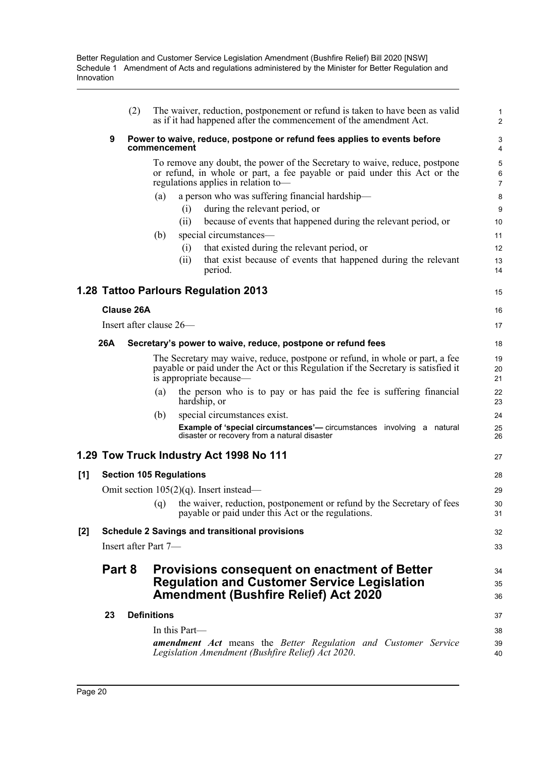(2) The waiver, reduction, postponement or refund is taken to have been as valid as if it had happened after the commencement of the amendment Act.

**9 Power to waive, reduce, postpone or refund fees applies to events before commencement**

To remove any doubt, the power of the Secretary to waive, reduce, postpone or refund, in whole or part, a fee payable or paid under this Act or the regulations applies in relation to—

(a) a person who was suffering financial hardship—

(i) during the relevant period, or

(ii) because of events that happened during the relevant period, or

(b) special circumstances—

(i) that existed during the relevant period, or

(ii) that exist because of events that happened during the relevant period.

## 1.28 Tattoo Parlours Regulation 2013

**Clause 26A**

Insert after clause 26—

**26A Secretary's power to waive, reduce, postpone or refund fees**

The Secretary may waive, reduce, postpone or refund, in whole or part, a fee payable or paid under the Act or this Regulation if the Secretary is satisfied it is appropriate because—

(a) the person who is to pay or has paid the fee is suffering financial hardship, or

(b) special circumstances exist.

**Example of 'special circumstances'—** circumstances involving a natural disaster or recovery from a natural disaster

## 1.29 Tow Truck Industry Act 1998 No 111

**[1] Section 105 Regulations**

Omit section 105(2)(q). Insert instead—

(q) the waiver, reduction, postponement or refund by the Secretary of fees payable or paid under this Act or the regulations.

**[2] Schedule 2 Savings and transitional provisions**

Insert after Part 7—

## Part 8 Provisions consequent on enactment of Better Regulation and Customer Service Legislation Amendment (Bushfire Relief) Act 2020

**23 Definitions**

In this Part—

***amendment Act*** means the *Better Regulation and Customer Service Legislation Amendment (Bushfire Relief) Act 2020*.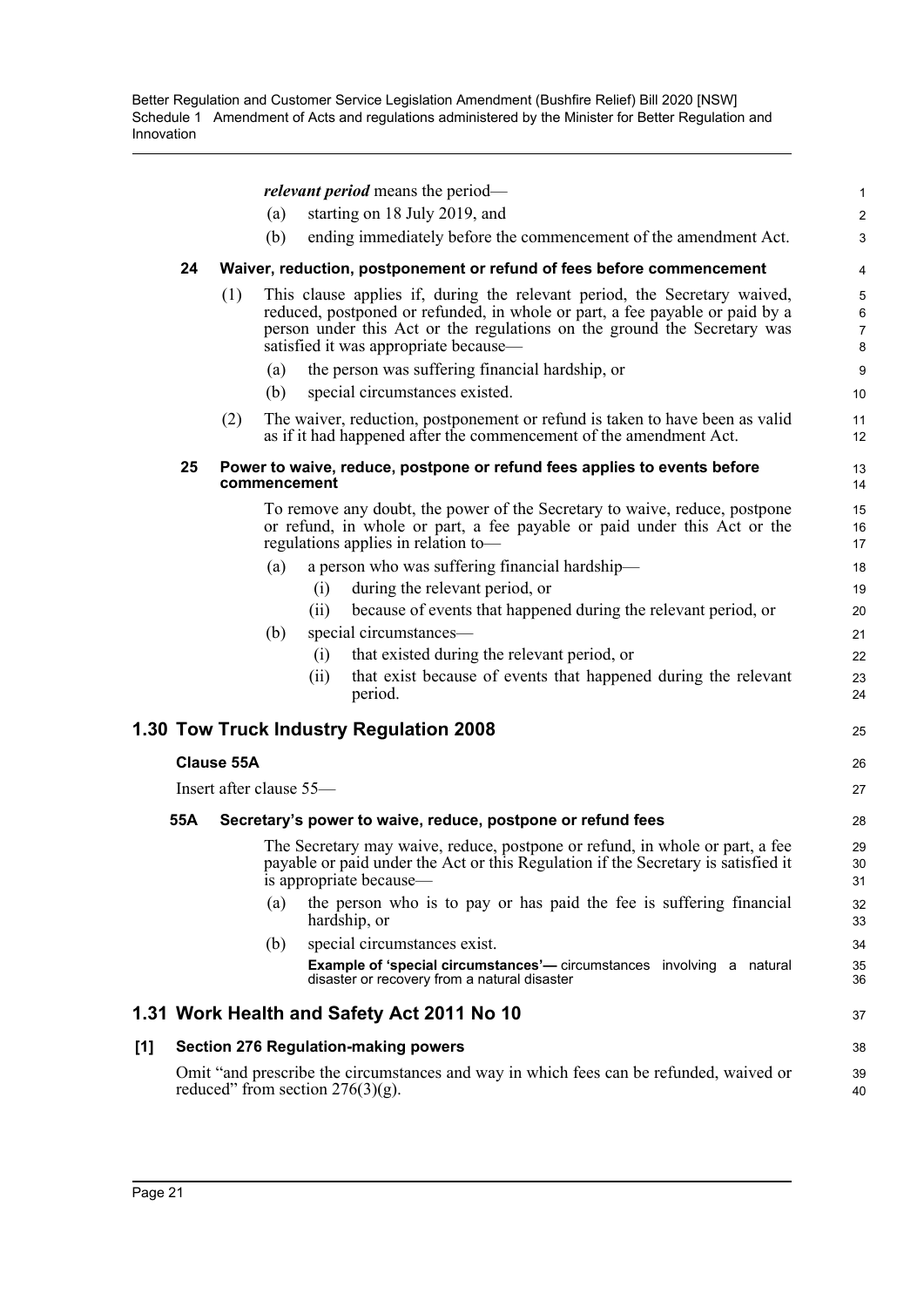*relevant period* means the period—

(a) starting on 18 July 2019, and

(b) ending immediately before the commencement of the amendment Act.

#### 24 Waiver, reduction, postponement or refund of fees before commencement

(1) This clause applies if, during the relevant period, the Secretary waived, reduced, postponed or refunded, in whole or part, a fee payable or paid by a person under this Act or the regulations on the ground the Secretary was satisfied it was appropriate because—

(a) the person was suffering financial hardship, or

(b) special circumstances existed.

(2) The waiver, reduction, postponement or refund is taken to have been as valid as if it had happened after the commencement of the amendment Act.

#### 25 Power to waive, reduce, postpone or refund fees applies to events before commencement

To remove any doubt, the power of the Secretary to waive, reduce, postpone or refund, in whole or part, a fee payable or paid under this Act or the regulations applies in relation to—

(a) a person who was suffering financial hardship—

(i) during the relevant period, or

(ii) because of events that happened during the relevant period, or

(b) special circumstances—

(i) that existed during the relevant period, or

(ii) that exist because of events that happened during the relevant period.

## 1.30 Tow Truck Industry Regulation 2008

### Clause 55A

Insert after clause 55—

#### 55A Secretary's power to waive, reduce, postpone or refund fees

The Secretary may waive, reduce, postpone or refund, in whole or part, a fee payable or paid under the Act or this Regulation if the Secretary is satisfied it is appropriate because—

(a) the person who is to pay or has paid the fee is suffering financial hardship, or

(b) special circumstances exist.

**Example of 'special circumstances'—** circumstances involving a natural disaster or recovery from a natural disaster

## 1.31 Work Health and Safety Act 2011 No 10

### [1] Section 276 Regulation-making powers

Omit "and prescribe the circumstances and way in which fees can be refunded, waived or reduced" from section 276(3)(g).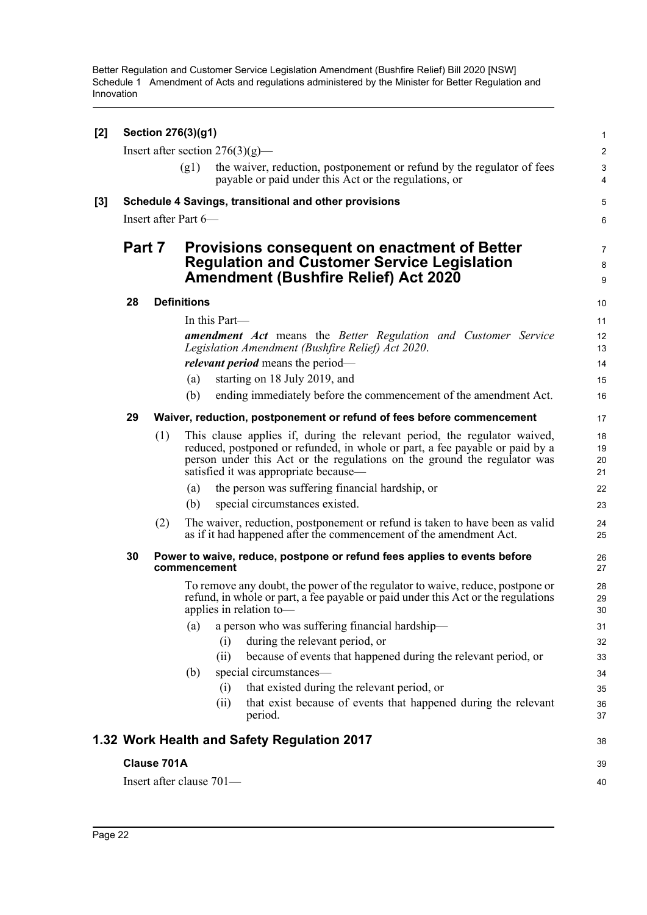**[2] Section 276(3)(g1)**

Insert after section 276(3)(g)—

(g1) the waiver, reduction, postponement or refund by the regulator of fees payable or paid under this Act or the regulations, or

**[3] Schedule 4 Savings, transitional and other provisions**

Insert after Part 6—

## Part 7 Provisions consequent on enactment of Better Regulation and Customer Service Legislation Amendment (Bushfire Relief) Act 2020

### 28 Definitions

In this Part—

***amendment Act*** means the *Better Regulation and Customer Service Legislation Amendment (Bushfire Relief) Act 2020*.

***relevant period*** means the period—

(a) starting on 18 July 2019, and

(b) ending immediately before the commencement of the amendment Act.

### 29 Waiver, reduction, postponement or refund of fees before commencement

(1) This clause applies if, during the relevant period, the regulator waived, reduced, postponed or refunded, in whole or part, a fee payable or paid by a person under this Act or the regulations on the ground the regulator was satisfied it was appropriate because—

(a) the person was suffering financial hardship, or

(b) special circumstances existed.

(2) The waiver, reduction, postponement or refund is taken to have been as valid as if it had happened after the commencement of the amendment Act.

### 30 Power to waive, reduce, postpone or refund fees applies to events before commencement

To remove any doubt, the power of the regulator to waive, reduce, postpone or refund, in whole or part, a fee payable or paid under this Act or the regulations applies in relation to—

(a) a person who was suffering financial hardship—

(i) during the relevant period, or

(ii) because of events that happened during the relevant period, or

(b) special circumstances—

(i) that existed during the relevant period, or

(ii) that exist because of events that happened during the relevant period.

## 1.32 Work Health and Safety Regulation 2017

**Clause 701A**

Insert after clause 701—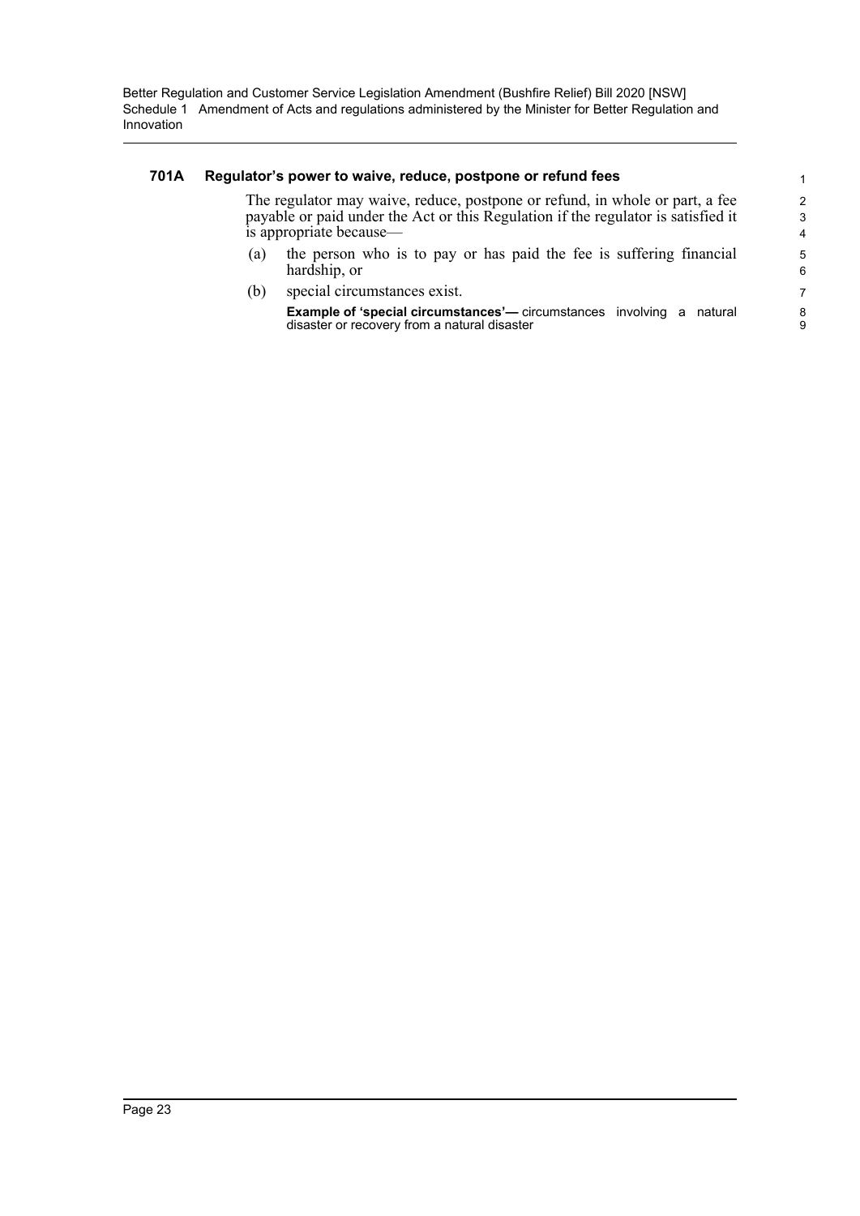#### 701A Regulator's power to waive, reduce, postpone or refund fees

The regulator may waive, reduce, postpone or refund, in whole or part, a fee payable or paid under the Act or this Regulation if the regulator is satisfied it is appropriate because—

(a) the person who is to pay or has paid the fee is suffering financial hardship, or

(b) special circumstances exist.

**Example of 'special circumstances'—** circumstances involving a natural disaster or recovery from a natural disaster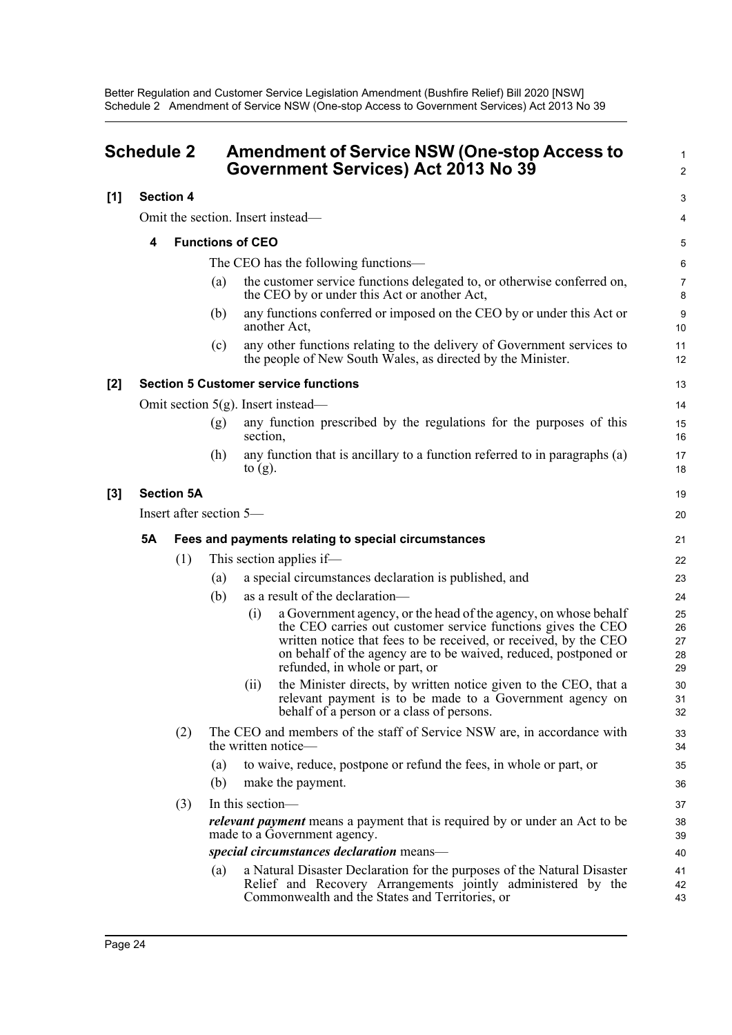## Schedule 2 Amendment of Service NSW (One-stop Access to Government Services) Act 2013 No 39

**[1] Section 4**

Omit the section. Insert instead—

**4 Functions of CEO**

The CEO has the following functions—

(a) the customer service functions delegated to, or otherwise conferred on, the CEO by or under this Act or another Act,

(b) any functions conferred or imposed on the CEO by or under this Act or another Act,

(c) any other functions relating to the delivery of Government services to the people of New South Wales, as directed by the Minister.

**[2] Section 5 Customer service functions**

Omit section 5(g). Insert instead—

(g) any function prescribed by the regulations for the purposes of this section,

(h) any function that is ancillary to a function referred to in paragraphs (a) to (g).

**[3] Section 5A**

Insert after section 5—

**5A Fees and payments relating to special circumstances**

(1) This section applies if—

(a) a special circumstances declaration is published, and

(b) as a result of the declaration—

(i) a Government agency, or the head of the agency, on whose behalf the CEO carries out customer service functions gives the CEO written notice that fees to be received, or received, by the CEO on behalf of the agency are to be waived, reduced, postponed or refunded, in whole or part, or

(ii) the Minister directs, by written notice given to the CEO, that a relevant payment is to be made to a Government agency on behalf of a person or a class of persons.

(2) The CEO and members of the staff of Service NSW are, in accordance with the written notice—

(a) to waive, reduce, postpone or refund the fees, in whole or part, or

(b) make the payment.

(3) In this section—

***relevant payment*** means a payment that is required by or under an Act to be made to a Government agency.

***special circumstances declaration*** means—

(a) a Natural Disaster Declaration for the purposes of the Natural Disaster Relief and Recovery Arrangements jointly administered by the Commonwealth and the States and Territories, or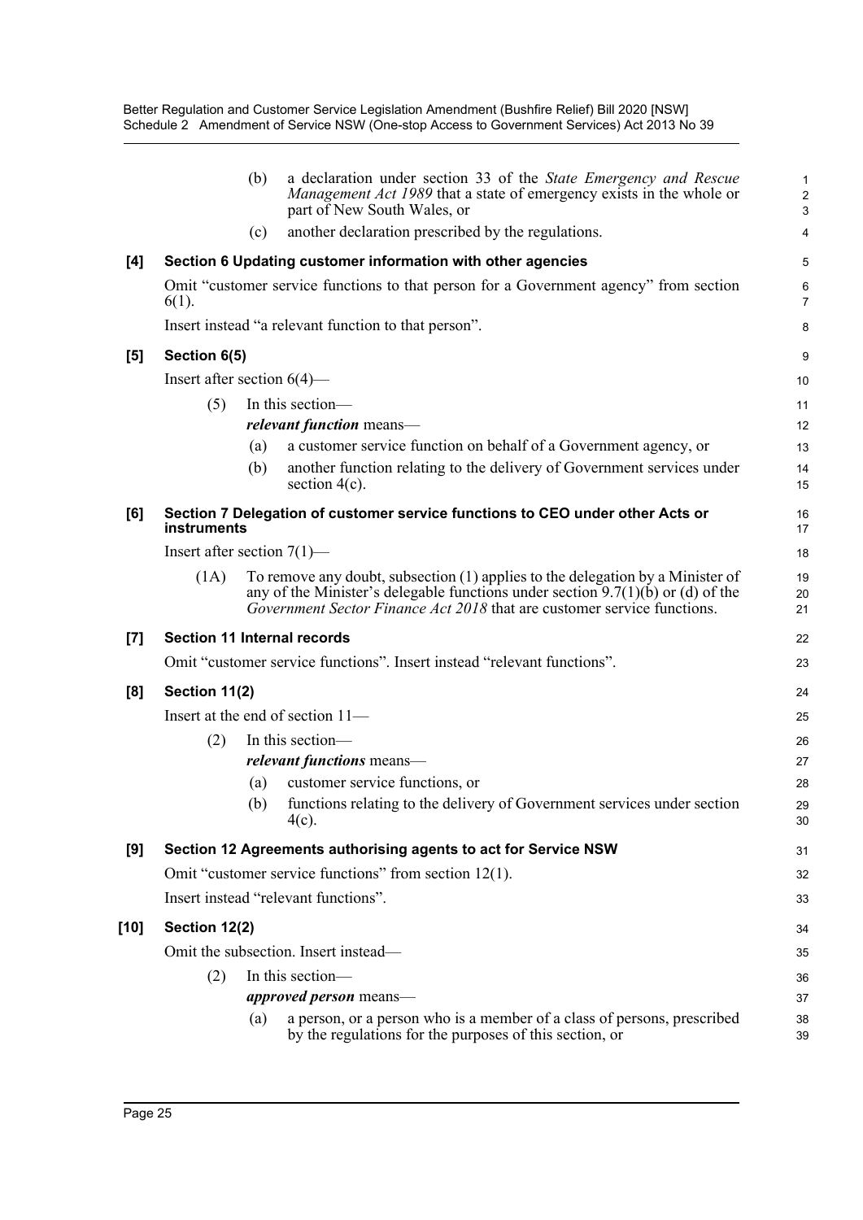(b) a declaration under section 33 of the *State Emergency and Rescue Management Act 1989* that a state of emergency exists in the whole or part of New South Wales, or

(c) another declaration prescribed by the regulations.

**[4] Section 6 Updating customer information with other agencies**

Omit "customer service functions to that person for a Government agency" from section 6(1).

Insert instead "a relevant function to that person".

**[5] Section 6(5)**

Insert after section 6(4)—

(5) In this section—

***relevant function*** means—

(a) a customer service function on behalf of a Government agency, or

(b) another function relating to the delivery of Government services under section 4(c).

**[6] Section 7 Delegation of customer service functions to CEO under other Acts or instruments**

Insert after section 7(1)—

(1A) To remove any doubt, subsection (1) applies to the delegation by a Minister of any of the Minister's delegable functions under section 9.7(1)(b) or (d) of the *Government Sector Finance Act 2018* that are customer service functions.

**[7] Section 11 Internal records**

Omit "customer service functions". Insert instead "relevant functions".

**[8] Section 11(2)**

Insert at the end of section 11—

(2) In this section—

***relevant functions*** means—

(a) customer service functions, or

(b) functions relating to the delivery of Government services under section 4(c).

**[9] Section 12 Agreements authorising agents to act for Service NSW**

Omit "customer service functions" from section 12(1).

Insert instead "relevant functions".

**[10] Section 12(2)**

Omit the subsection. Insert instead—

(2) In this section—

***approved person*** means—

(a) a person, or a person who is a member of a class of persons, prescribed by the regulations for the purposes of this section, or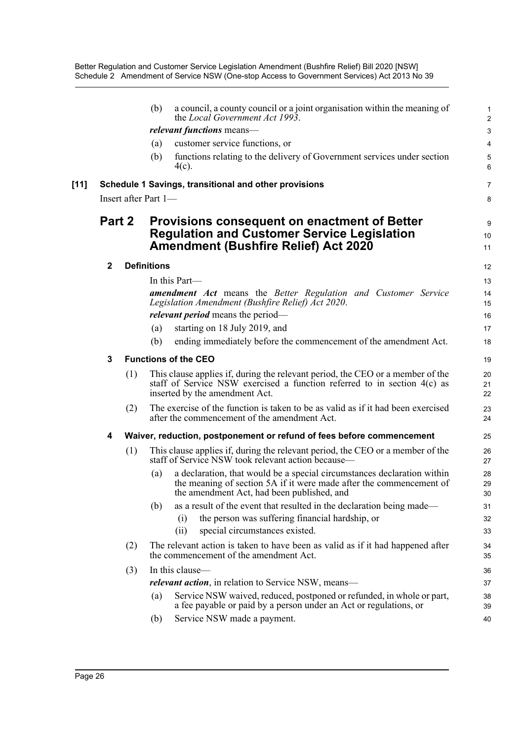(b) a council, a county council or a joint organisation within the meaning of the *Local Government Act 1993*.

***relevant functions*** means—

(a) customer service functions, or

(b) functions relating to the delivery of Government services under section 4(c).

**[11] Schedule 1 Savings, transitional and other provisions**

Insert after Part 1—

## Part 2 Provisions consequent on enactment of Better Regulation and Customer Service Legislation Amendment (Bushfire Relief) Act 2020

### 2 Definitions

In this Part—

***amendment Act*** means the *Better Regulation and Customer Service Legislation Amendment (Bushfire Relief) Act 2020*.

***relevant period*** means the period—

(a) starting on 18 July 2019, and

(b) ending immediately before the commencement of the amendment Act.

### 3 Functions of the CEO

(1) This clause applies if, during the relevant period, the CEO or a member of the staff of Service NSW exercised a function referred to in section 4(c) as inserted by the amendment Act.

(2) The exercise of the function is taken to be as valid as if it had been exercised after the commencement of the amendment Act.

### 4 Waiver, reduction, postponement or refund of fees before commencement

(1) This clause applies if, during the relevant period, the CEO or a member of the staff of Service NSW took relevant action because—

(a) a declaration, that would be a special circumstances declaration within the meaning of section 5A if it were made after the commencement of the amendment Act, had been published, and

(b) as a result of the event that resulted in the declaration being made—

(i) the person was suffering financial hardship, or

(ii) special circumstances existed.

(2) The relevant action is taken to have been as valid as if it had happened after the commencement of the amendment Act.

(3) In this clause—

***relevant action***, in relation to Service NSW, means—

(a) Service NSW waived, reduced, postponed or refunded, in whole or part, a fee payable or paid by a person under an Act or regulations, or

(b) Service NSW made a payment.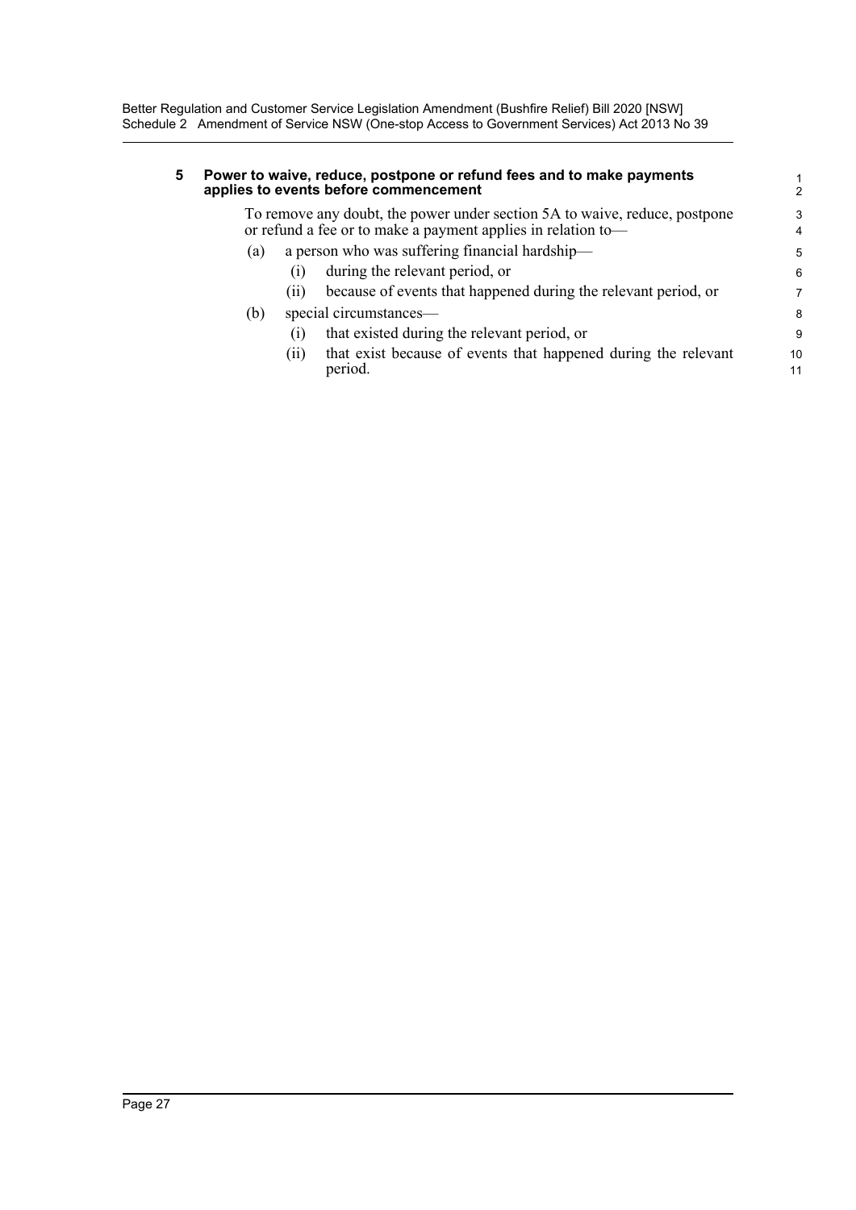### 5 Power to waive, reduce, postpone or refund fees and to make payments applies to events before commencement

To remove any doubt, the power under section 5A to waive, reduce, postpone or refund a fee or to make a payment applies in relation to—

(a) a person who was suffering financial hardship—

(i) during the relevant period, or

(ii) because of events that happened during the relevant period, or

(b) special circumstances—

(i) that existed during the relevant period, or

(ii) that exist because of events that happened during the relevant period.